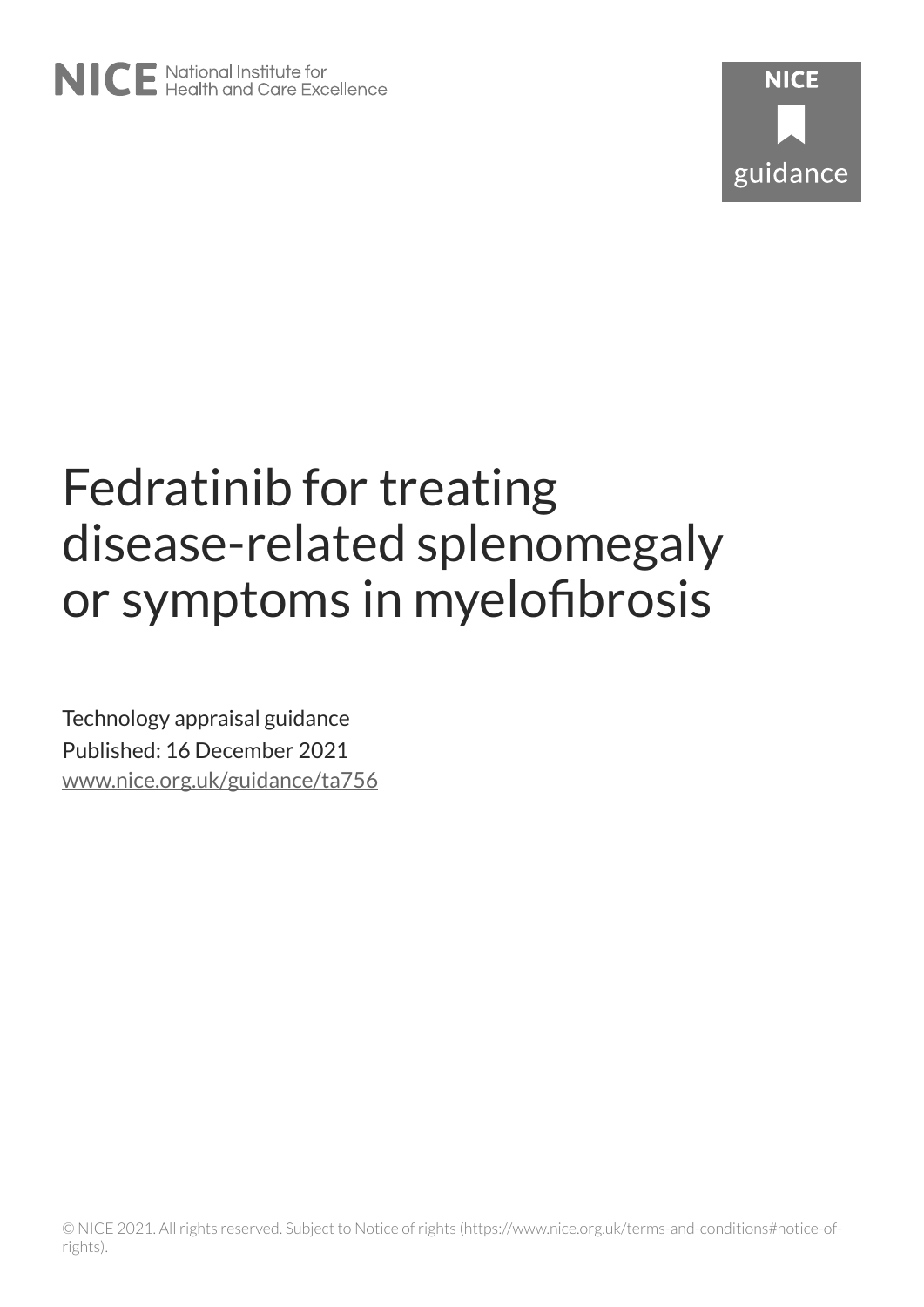# Fedratinib for treating disease-related splenomegaly or symptoms in myelofibrosis

Technology appraisal guidance

Published: 16 December 2021

www.nice.org.uk/guidance/ta756

© NICE 2021. All rights reserved. Subject to Notice of rights (https://www.nice.org.uk/terms-and-conditions#notice-of-rights).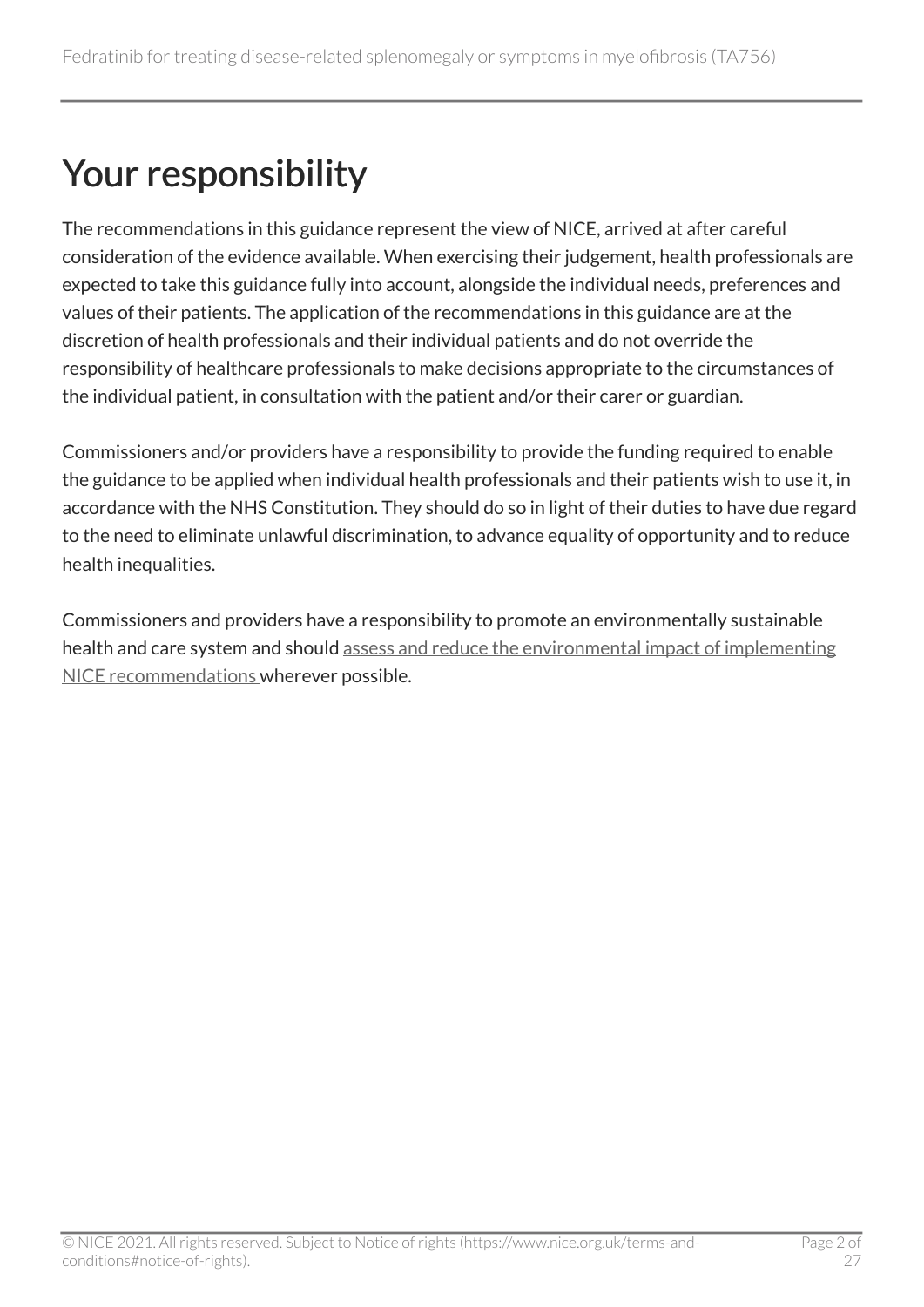# Your responsibility

The recommendations in this guidance represent the view of NICE, arrived at after careful consideration of the evidence available. When exercising their judgement, health professionals are expected to take this guidance fully into account, alongside the individual needs, preferences and values of their patients. The application of the recommendations in this guidance are at the discretion of health professionals and their individual patients and do not override the responsibility of healthcare professionals to make decisions appropriate to the circumstances of the individual patient, in consultation with the patient and/or their carer or guardian.

Commissioners and/or providers have a responsibility to provide the funding required to enable the guidance to be applied when individual health professionals and their patients wish to use it, in accordance with the NHS Constitution. They should do so in light of their duties to have due regard to the need to eliminate unlawful discrimination, to advance equality of opportunity and to reduce health inequalities.

Commissioners and providers have a responsibility to promote an environmentally sustainable health and care system and should assess and reduce the environmental impact of implementing NICE recommendations wherever possible.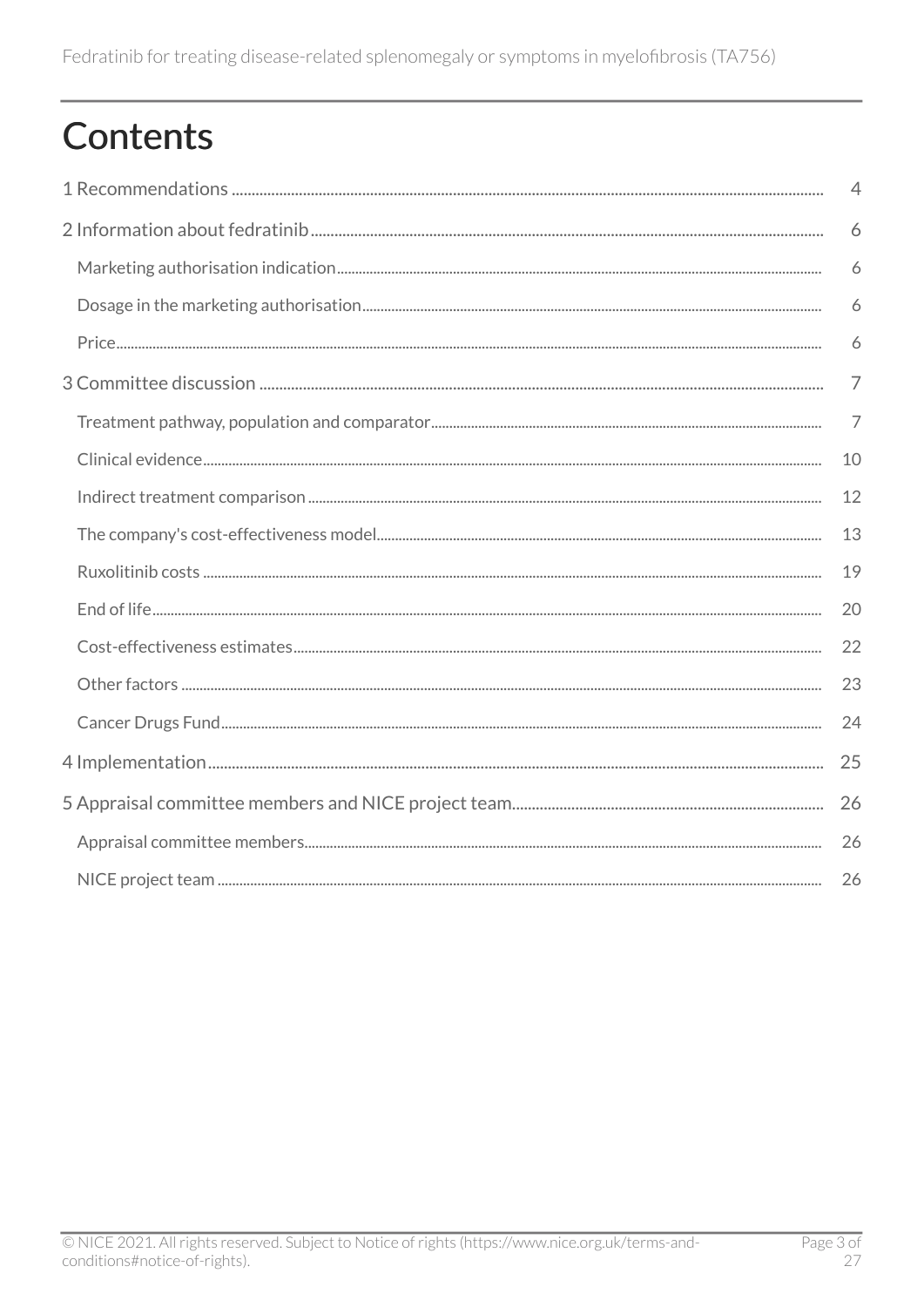# Contents

| | |
|---|---|
| 1 Recommendations | 4 |
| 2 Information about fedratinib | 6 |
| Marketing authorisation indication | 6 |
| Dosage in the marketing authorisation | 6 |
| Price | 6 |
| 3 Committee discussion | 7 |
| Treatment pathway, population and comparator | 7 |
| Clinical evidence | 10 |
| Indirect treatment comparison | 12 |
| The company's cost-effectiveness model | 13 |
| Ruxolitinib costs | 19 |
| End of life | 20 |
| Cost-effectiveness estimates | 22 |
| Other factors | 23 |
| Cancer Drugs Fund | 24 |
| 4 Implementation | 25 |
| 5 Appraisal committee members and NICE project team | 26 |
| Appraisal committee members | 26 |
| NICE project team | 26 |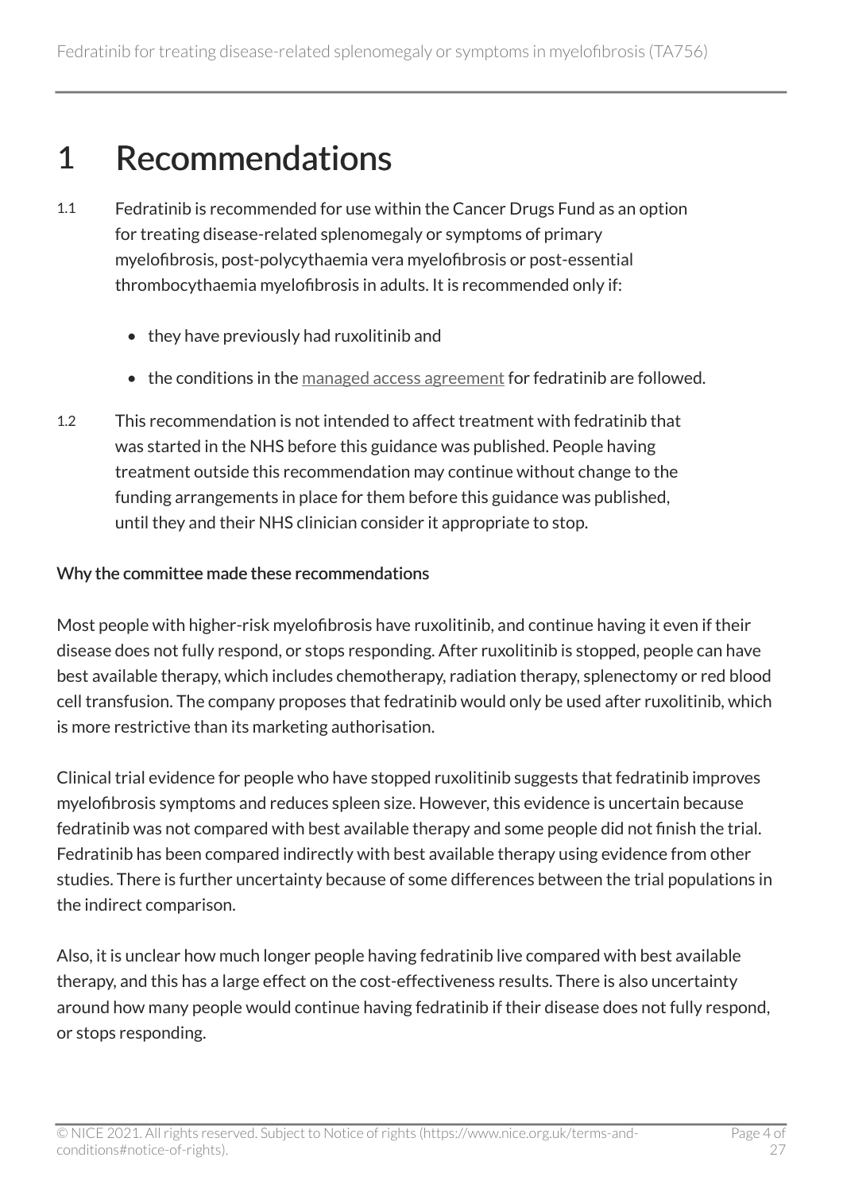# 1 Recommendations

1.1 Fedratinib is recommended for use within the Cancer Drugs Fund as an option for treating disease-related splenomegaly or symptoms of primary myelofibrosis, post-polycythaemia vera myelofibrosis or post-essential thrombocythaemia myelofibrosis in adults. It is recommended only if:

- they have previously had ruxolitinib and
- the conditions in the managed access agreement for fedratinib are followed.

1.2 This recommendation is not intended to affect treatment with fedratinib that was started in the NHS before this guidance was published. People having treatment outside this recommendation may continue without change to the funding arrangements in place for them before this guidance was published, until they and their NHS clinician consider it appropriate to stop.

**Why the committee made these recommendations**

Most people with higher-risk myelofibrosis have ruxolitinib, and continue having it even if their disease does not fully respond, or stops responding. After ruxolitinib is stopped, people can have best available therapy, which includes chemotherapy, radiation therapy, splenectomy or red blood cell transfusion. The company proposes that fedratinib would only be used after ruxolitinib, which is more restrictive than its marketing authorisation.

Clinical trial evidence for people who have stopped ruxolitinib suggests that fedratinib improves myelofibrosis symptoms and reduces spleen size. However, this evidence is uncertain because fedratinib was not compared with best available therapy and some people did not finish the trial. Fedratinib has been compared indirectly with best available therapy using evidence from other studies. There is further uncertainty because of some differences between the trial populations in the indirect comparison.

Also, it is unclear how much longer people having fedratinib live compared with best available therapy, and this has a large effect on the cost-effectiveness results. There is also uncertainty around how many people would continue having fedratinib if their disease does not fully respond, or stops responding.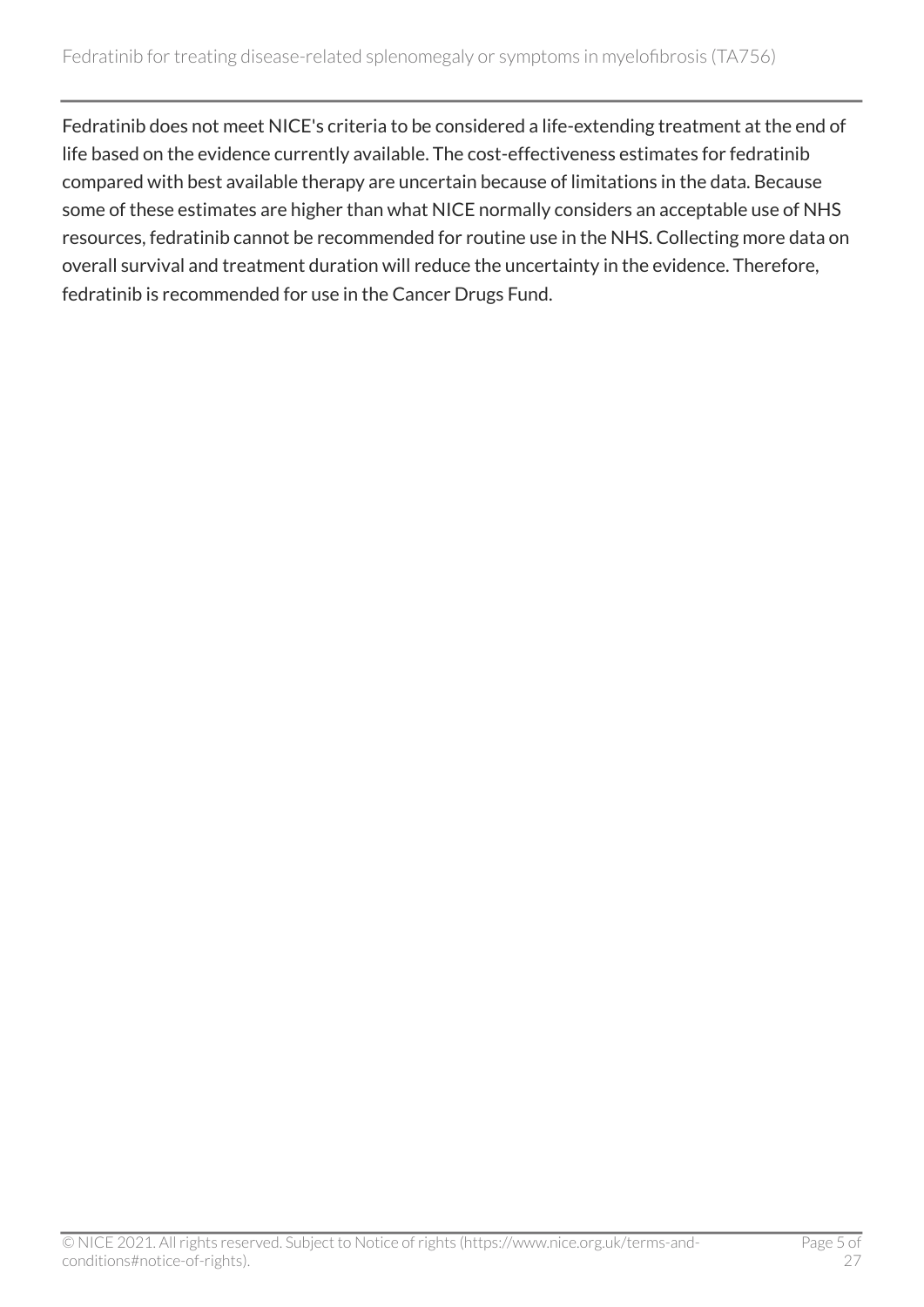Fedratinib does not meet NICE's criteria to be considered a life-extending treatment at the end of life based on the evidence currently available. The cost-effectiveness estimates for fedratinib compared with best available therapy are uncertain because of limitations in the data. Because some of these estimates are higher than what NICE normally considers an acceptable use of NHS resources, fedratinib cannot be recommended for routine use in the NHS. Collecting more data on overall survival and treatment duration will reduce the uncertainty in the evidence. Therefore, fedratinib is recommended for use in the Cancer Drugs Fund.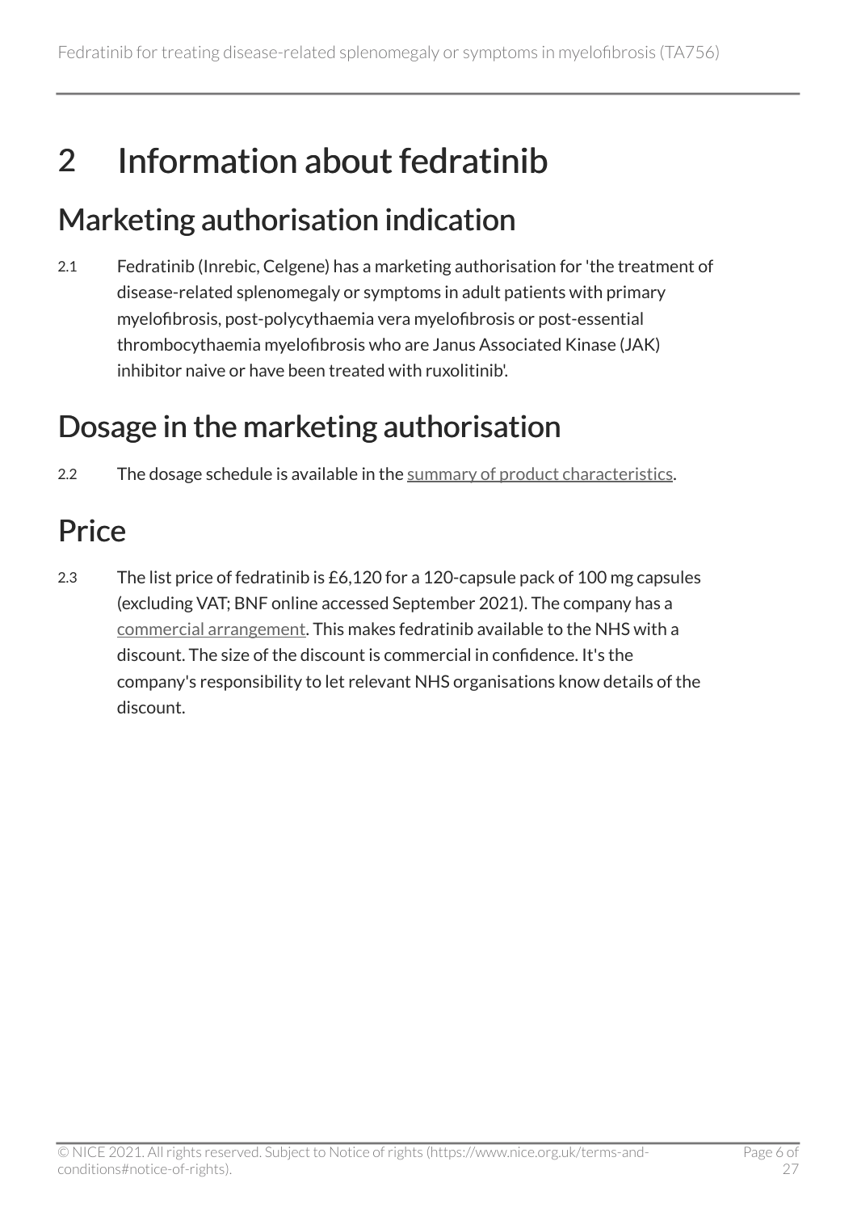# 2 Information about fedratinib

## Marketing authorisation indication

2.1 Fedratinib (Inrebic, Celgene) has a marketing authorisation for 'the treatment of disease-related splenomegaly or symptoms in adult patients with primary myelofibrosis, post-polycythaemia vera myelofibrosis or post-essential thrombocythaemia myelofibrosis who are Janus Associated Kinase (JAK) inhibitor naive or have been treated with ruxolitinib'.

## Dosage in the marketing authorisation

2.2 The dosage schedule is available in the summary of product characteristics.

## Price

2.3 The list price of fedratinib is £6,120 for a 120-capsule pack of 100 mg capsules (excluding VAT; BNF online accessed September 2021). The company has a commercial arrangement. This makes fedratinib available to the NHS with a discount. The size of the discount is commercial in confidence. It's the company's responsibility to let relevant NHS organisations know details of the discount.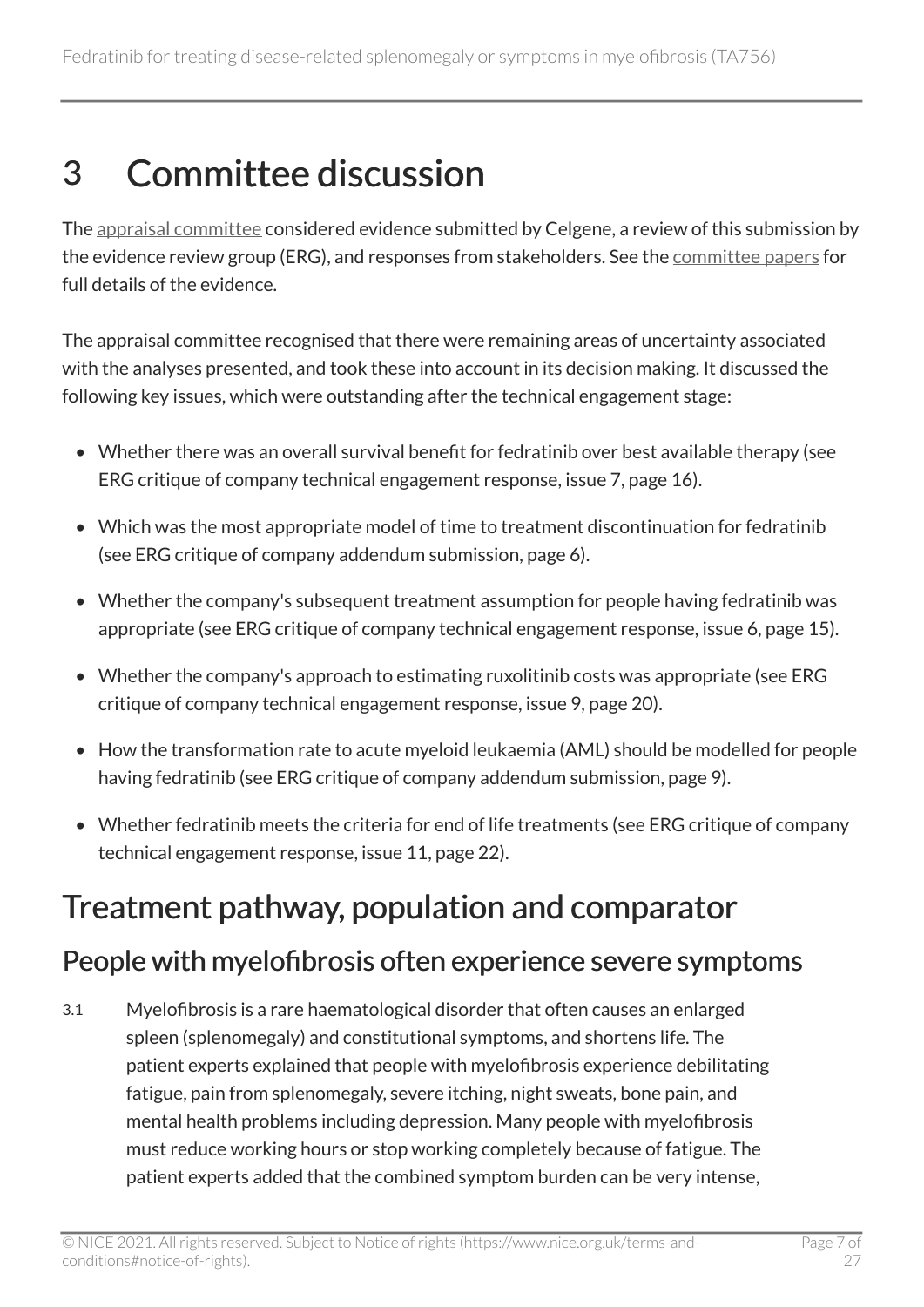# 3 Committee discussion

The appraisal committee considered evidence submitted by Celgene, a review of this submission by the evidence review group (ERG), and responses from stakeholders. See the committee papers for full details of the evidence.

The appraisal committee recognised that there were remaining areas of uncertainty associated with the analyses presented, and took these into account in its decision making. It discussed the following key issues, which were outstanding after the technical engagement stage:

- Whether there was an overall survival benefit for fedratinib over best available therapy (see ERG critique of company technical engagement response, issue 7, page 16).
- Which was the most appropriate model of time to treatment discontinuation for fedratinib (see ERG critique of company addendum submission, page 6).
- Whether the company's subsequent treatment assumption for people having fedratinib was appropriate (see ERG critique of company technical engagement response, issue 6, page 15).
- Whether the company's approach to estimating ruxolitinib costs was appropriate (see ERG critique of company technical engagement response, issue 9, page 20).
- How the transformation rate to acute myeloid leukaemia (AML) should be modelled for people having fedratinib (see ERG critique of company addendum submission, page 9).
- Whether fedratinib meets the criteria for end of life treatments (see ERG critique of company technical engagement response, issue 11, page 22).

## Treatment pathway, population and comparator

### People with myelofibrosis often experience severe symptoms

3.1 Myelofibrosis is a rare haematological disorder that often causes an enlarged spleen (splenomegaly) and constitutional symptoms, and shortens life. The patient experts explained that people with myelofibrosis experience debilitating fatigue, pain from splenomegaly, severe itching, night sweats, bone pain, and mental health problems including depression. Many people with myelofibrosis must reduce working hours or stop working completely because of fatigue. The patient experts added that the combined symptom burden can be very intense,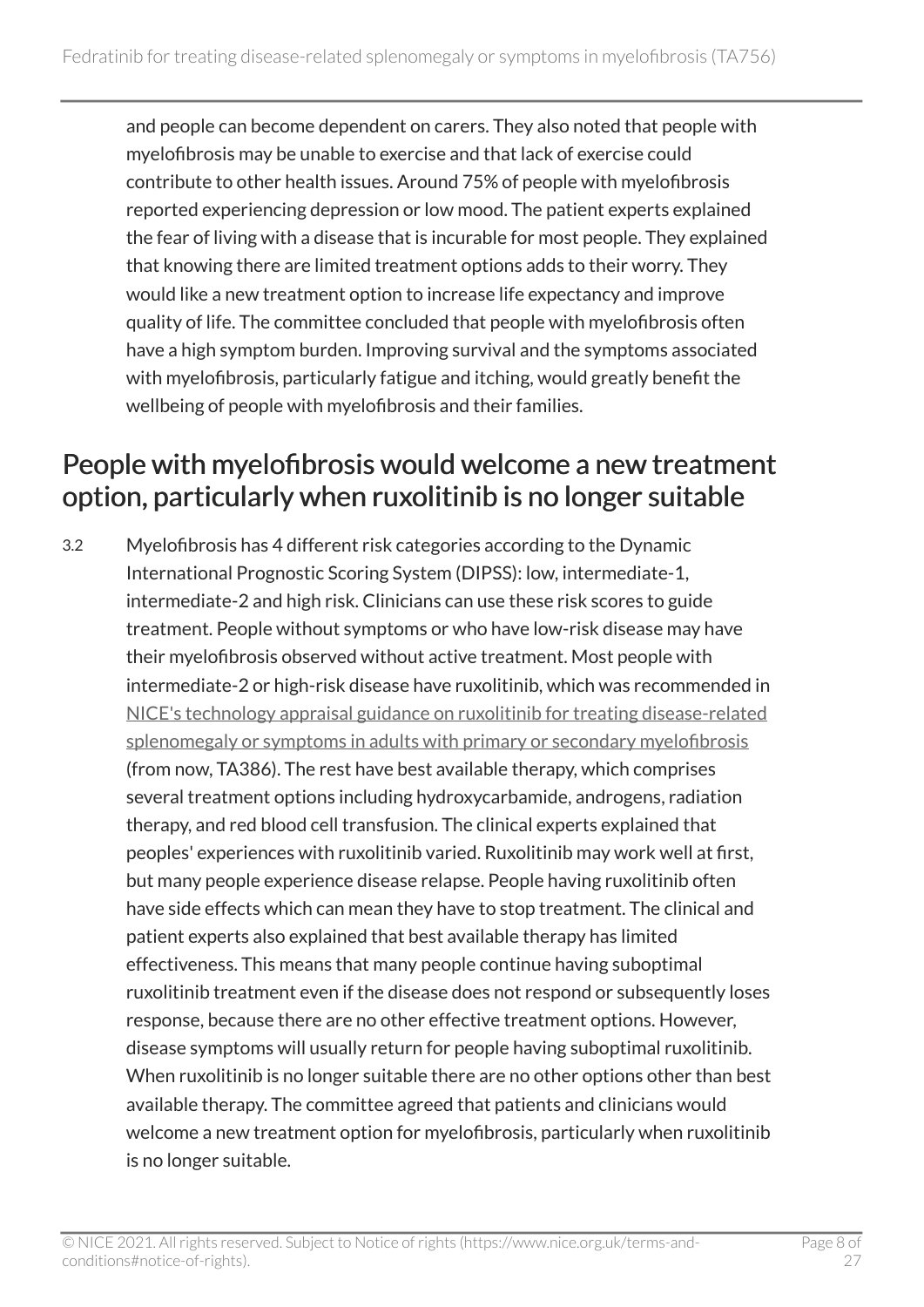and people can become dependent on carers. They also noted that people with myelofibrosis may be unable to exercise and that lack of exercise could contribute to other health issues. Around 75% of people with myelofibrosis reported experiencing depression or low mood. The patient experts explained the fear of living with a disease that is incurable for most people. They explained that knowing there are limited treatment options adds to their worry. They would like a new treatment option to increase life expectancy and improve quality of life. The committee concluded that people with myelofibrosis often have a high symptom burden. Improving survival and the symptoms associated with myelofibrosis, particularly fatigue and itching, would greatly benefit the wellbeing of people with myelofibrosis and their families.

## People with myelofibrosis would welcome a new treatment option, particularly when ruxolitinib is no longer suitable

3.2 Myelofibrosis has 4 different risk categories according to the Dynamic International Prognostic Scoring System (DIPSS): low, intermediate-1, intermediate-2 and high risk. Clinicians can use these risk scores to guide treatment. People without symptoms or who have low-risk disease may have their myelofibrosis observed without active treatment. Most people with intermediate-2 or high-risk disease have ruxolitinib, which was recommended in NICE's technology appraisal guidance on ruxolitinib for treating disease-related splenomegaly or symptoms in adults with primary or secondary myelofibrosis (from now, TA386). The rest have best available therapy, which comprises several treatment options including hydroxycarbamide, androgens, radiation therapy, and red blood cell transfusion. The clinical experts explained that peoples' experiences with ruxolitinib varied. Ruxolitinib may work well at first, but many people experience disease relapse. People having ruxolitinib often have side effects which can mean they have to stop treatment. The clinical and patient experts also explained that best available therapy has limited effectiveness. This means that many people continue having suboptimal ruxolitinib treatment even if the disease does not respond or subsequently loses response, because there are no other effective treatment options. However, disease symptoms will usually return for people having suboptimal ruxolitinib. When ruxolitinib is no longer suitable there are no other options other than best available therapy. The committee agreed that patients and clinicians would welcome a new treatment option for myelofibrosis, particularly when ruxolitinib is no longer suitable.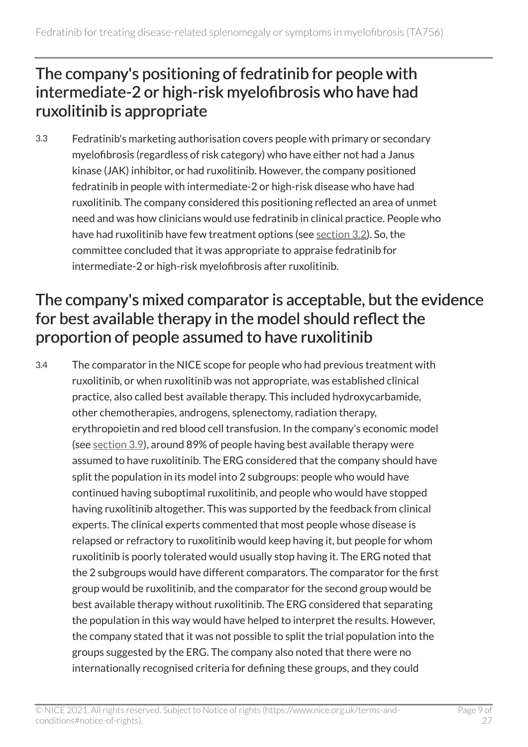## The company's positioning of fedratinib for people with intermediate-2 or high-risk myelofibrosis who have had ruxolitinib is appropriate

3.3 Fedratinib's marketing authorisation covers people with primary or secondary myelofibrosis (regardless of risk category) who have either not had a Janus kinase (JAK) inhibitor, or had ruxolitinib. However, the company positioned fedratinib in people with intermediate-2 or high-risk disease who have had ruxolitinib. The company considered this positioning reflected an area of unmet need and was how clinicians would use fedratinib in clinical practice. People who have had ruxolitinib have few treatment options (see section 3.2). So, the committee concluded that it was appropriate to appraise fedratinib for intermediate-2 or high-risk myelofibrosis after ruxolitinib.

## The company's mixed comparator is acceptable, but the evidence for best available therapy in the model should reflect the proportion of people assumed to have ruxolitinib

3.4 The comparator in the NICE scope for people who had previous treatment with ruxolitinib, or when ruxolitinib was not appropriate, was established clinical practice, also called best available therapy. This included hydroxycarbamide, other chemotherapies, androgens, splenectomy, radiation therapy, erythropoietin and red blood cell transfusion. In the company's economic model (see section 3.9), around 89% of people having best available therapy were assumed to have ruxolitinib. The ERG considered that the company should have split the population in its model into 2 subgroups: people who would have continued having suboptimal ruxolitinib, and people who would have stopped having ruxolitinib altogether. This was supported by the feedback from clinical experts. The clinical experts commented that most people whose disease is relapsed or refractory to ruxolitinib would keep having it, but people for whom ruxolitinib is poorly tolerated would usually stop having it. The ERG noted that the 2 subgroups would have different comparators. The comparator for the first group would be ruxolitinib, and the comparator for the second group would be best available therapy without ruxolitinib. The ERG considered that separating the population in this way would have helped to interpret the results. However, the company stated that it was not possible to split the trial population into the groups suggested by the ERG. The company also noted that there were no internationally recognised criteria for defining these groups, and they could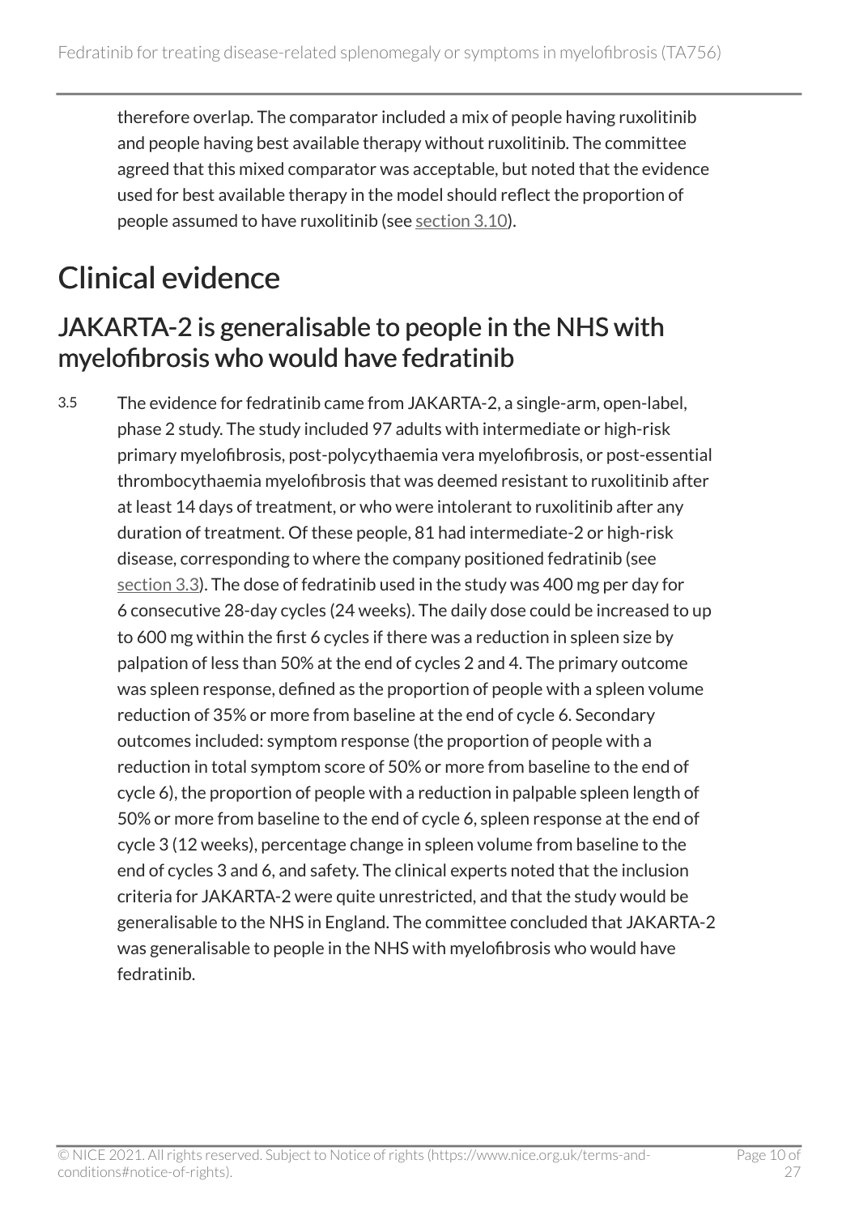therefore overlap. The comparator included a mix of people having ruxolitinib and people having best available therapy without ruxolitinib. The committee agreed that this mixed comparator was acceptable, but noted that the evidence used for best available therapy in the model should reflect the proportion of people assumed to have ruxolitinib (see section 3.10).

# Clinical evidence

## JAKARTA-2 is generalisable to people in the NHS with myelofibrosis who would have fedratinib

3.5 The evidence for fedratinib came from JAKARTA-2, a single-arm, open-label, phase 2 study. The study included 97 adults with intermediate or high-risk primary myelofibrosis, post-polycythaemia vera myelofibrosis, or post-essential thrombocythaemia myelofibrosis that was deemed resistant to ruxolitinib after at least 14 days of treatment, or who were intolerant to ruxolitinib after any duration of treatment. Of these people, 81 had intermediate-2 or high-risk disease, corresponding to where the company positioned fedratinib (see section 3.3). The dose of fedratinib used in the study was 400 mg per day for 6 consecutive 28-day cycles (24 weeks). The daily dose could be increased to up to 600 mg within the first 6 cycles if there was a reduction in spleen size by palpation of less than 50% at the end of cycles 2 and 4. The primary outcome was spleen response, defined as the proportion of people with a spleen volume reduction of 35% or more from baseline at the end of cycle 6. Secondary outcomes included: symptom response (the proportion of people with a reduction in total symptom score of 50% or more from baseline to the end of cycle 6), the proportion of people with a reduction in palpable spleen length of 50% or more from baseline to the end of cycle 6, spleen response at the end of cycle 3 (12 weeks), percentage change in spleen volume from baseline to the end of cycles 3 and 6, and safety. The clinical experts noted that the inclusion criteria for JAKARTA-2 were quite unrestricted, and that the study would be generalisable to the NHS in England. The committee concluded that JAKARTA-2 was generalisable to people in the NHS with myelofibrosis who would have fedratinib.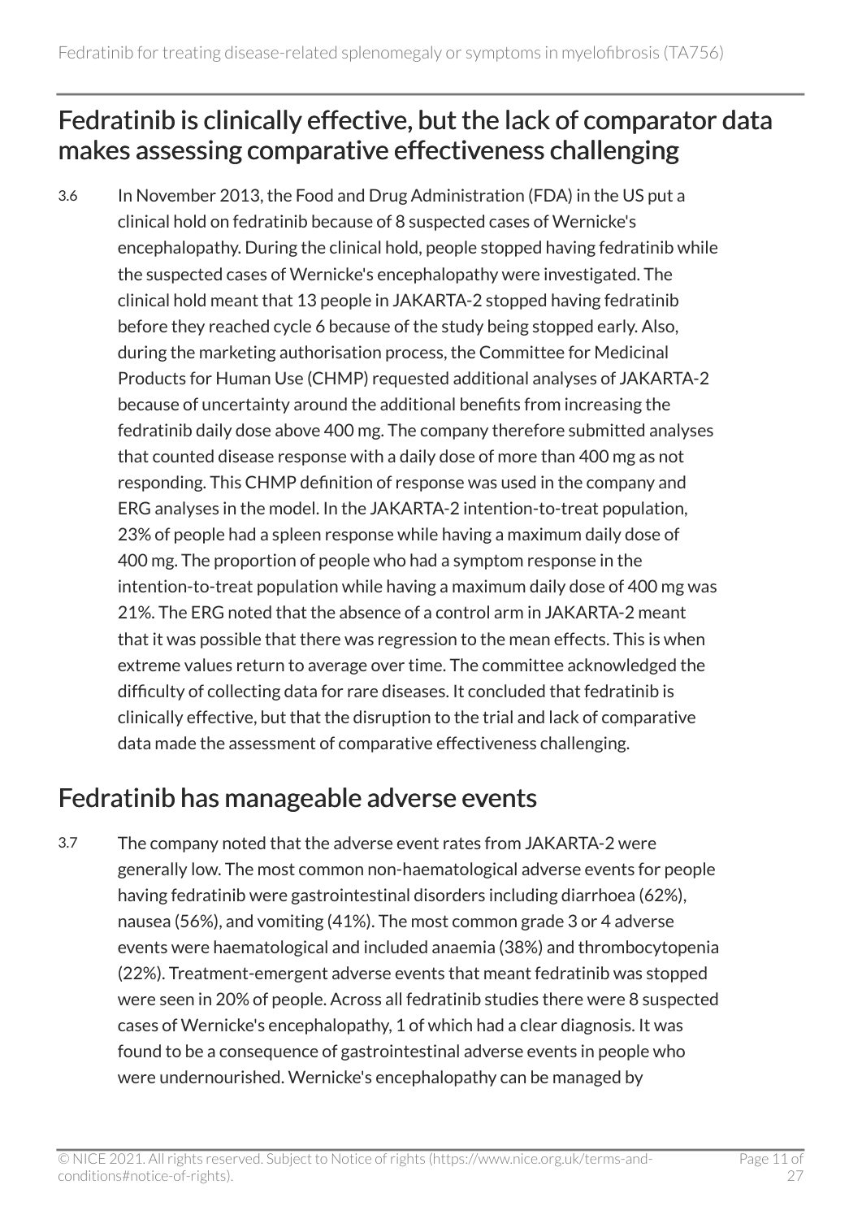## Fedratinib is clinically effective, but the lack of comparator data makes assessing comparative effectiveness challenging

3.6 In November 2013, the Food and Drug Administration (FDA) in the US put a clinical hold on fedratinib because of 8 suspected cases of Wernicke's encephalopathy. During the clinical hold, people stopped having fedratinib while the suspected cases of Wernicke's encephalopathy were investigated. The clinical hold meant that 13 people in JAKARTA-2 stopped having fedratinib before they reached cycle 6 because of the study being stopped early. Also, during the marketing authorisation process, the Committee for Medicinal Products for Human Use (CHMP) requested additional analyses of JAKARTA-2 because of uncertainty around the additional benefits from increasing the fedratinib daily dose above 400 mg. The company therefore submitted analyses that counted disease response with a daily dose of more than 400 mg as not responding. This CHMP definition of response was used in the company and ERG analyses in the model. In the JAKARTA-2 intention-to-treat population, 23% of people had a spleen response while having a maximum daily dose of 400 mg. The proportion of people who had a symptom response in the intention-to-treat population while having a maximum daily dose of 400 mg was 21%. The ERG noted that the absence of a control arm in JAKARTA-2 meant that it was possible that there was regression to the mean effects. This is when extreme values return to average over time. The committee acknowledged the difficulty of collecting data for rare diseases. It concluded that fedratinib is clinically effective, but that the disruption to the trial and lack of comparative data made the assessment of comparative effectiveness challenging.

## Fedratinib has manageable adverse events

3.7 The company noted that the adverse event rates from JAKARTA-2 were generally low. The most common non-haematological adverse events for people having fedratinib were gastrointestinal disorders including diarrhoea (62%), nausea (56%), and vomiting (41%). The most common grade 3 or 4 adverse events were haematological and included anaemia (38%) and thrombocytopenia (22%). Treatment-emergent adverse events that meant fedratinib was stopped were seen in 20% of people. Across all fedratinib studies there were 8 suspected cases of Wernicke's encephalopathy, 1 of which had a clear diagnosis. It was found to be a consequence of gastrointestinal adverse events in people who were undernourished. Wernicke's encephalopathy can be managed by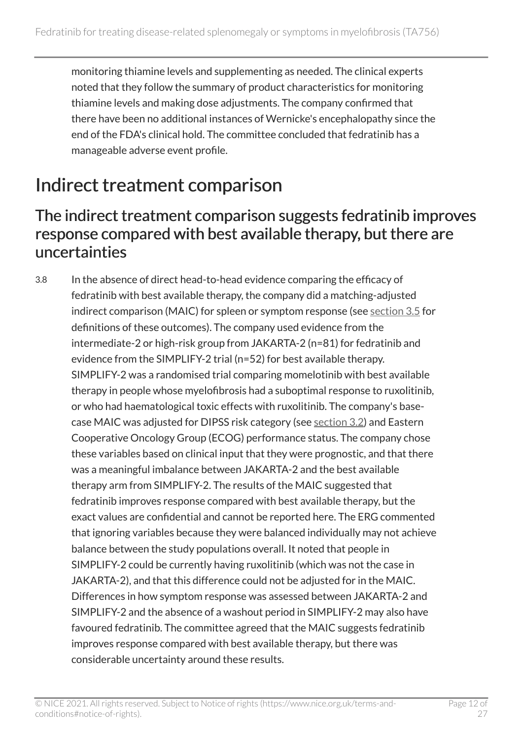monitoring thiamine levels and supplementing as needed. The clinical experts noted that they follow the summary of product characteristics for monitoring thiamine levels and making dose adjustments. The company confirmed that there have been no additional instances of Wernicke's encephalopathy since the end of the FDA's clinical hold. The committee concluded that fedratinib has a manageable adverse event profile.

# Indirect treatment comparison

## The indirect treatment comparison suggests fedratinib improves response compared with best available therapy, but there are uncertainties

3.8 In the absence of direct head-to-head evidence comparing the efficacy of fedratinib with best available therapy, the company did a matching-adjusted indirect comparison (MAIC) for spleen or symptom response (see section 3.5 for definitions of these outcomes). The company used evidence from the intermediate-2 or high-risk group from JAKARTA-2 (n=81) for fedratinib and evidence from the SIMPLIFY-2 trial (n=52) for best available therapy. SIMPLIFY-2 was a randomised trial comparing momelotinib with best available therapy in people whose myelofibrosis had a suboptimal response to ruxolitinib, or who had haematological toxic effects with ruxolitinib. The company's base-case MAIC was adjusted for DIPSS risk category (see section 3.2) and Eastern Cooperative Oncology Group (ECOG) performance status. The company chose these variables based on clinical input that they were prognostic, and that there was a meaningful imbalance between JAKARTA-2 and the best available therapy arm from SIMPLIFY-2. The results of the MAIC suggested that fedratinib improves response compared with best available therapy, but the exact values are confidential and cannot be reported here. The ERG commented that ignoring variables because they were balanced individually may not achieve balance between the study populations overall. It noted that people in SIMPLIFY-2 could be currently having ruxolitinib (which was not the case in JAKARTA-2), and that this difference could not be adjusted for in the MAIC. Differences in how symptom response was assessed between JAKARTA-2 and SIMPLIFY-2 and the absence of a washout period in SIMPLIFY-2 may also have favoured fedratinib. The committee agreed that the MAIC suggests fedratinib improves response compared with best available therapy, but there was considerable uncertainty around these results.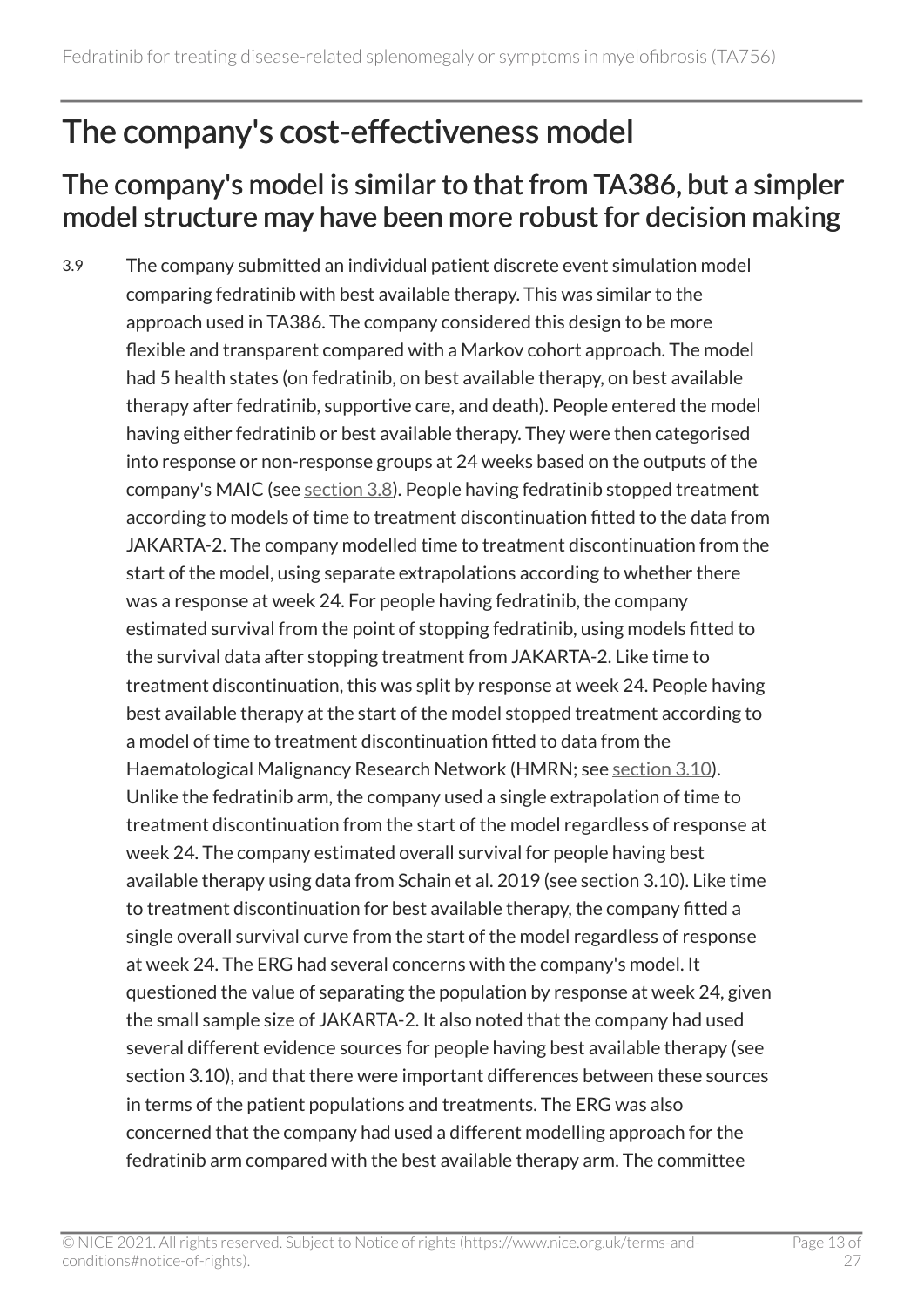# The company's cost-effectiveness model

## The company's model is similar to that from TA386, but a simpler model structure may have been more robust for decision making

3.9 The company submitted an individual patient discrete event simulation model comparing fedratinib with best available therapy. This was similar to the approach used in TA386. The company considered this design to be more flexible and transparent compared with a Markov cohort approach. The model had 5 health states (on fedratinib, on best available therapy, on best available therapy after fedratinib, supportive care, and death). People entered the model having either fedratinib or best available therapy. They were then categorised into response or non-response groups at 24 weeks based on the outputs of the company's MAIC (see section 3.8). People having fedratinib stopped treatment according to models of time to treatment discontinuation fitted to the data from JAKARTA-2. The company modelled time to treatment discontinuation from the start of the model, using separate extrapolations according to whether there was a response at week 24. For people having fedratinib, the company estimated survival from the point of stopping fedratinib, using models fitted to the survival data after stopping treatment from JAKARTA-2. Like time to treatment discontinuation, this was split by response at week 24. People having best available therapy at the start of the model stopped treatment according to a model of time to treatment discontinuation fitted to data from the Haematological Malignancy Research Network (HMRN; see section 3.10). Unlike the fedratinib arm, the company used a single extrapolation of time to treatment discontinuation from the start of the model regardless of response at week 24. The company estimated overall survival for people having best available therapy using data from Schain et al. 2019 (see section 3.10). Like time to treatment discontinuation for best available therapy, the company fitted a single overall survival curve from the start of the model regardless of response at week 24. The ERG had several concerns with the company's model. It questioned the value of separating the population by response at week 24, given the small sample size of JAKARTA-2. It also noted that the company had used several different evidence sources for people having best available therapy (see section 3.10), and that there were important differences between these sources in terms of the patient populations and treatments. The ERG was also concerned that the company had used a different modelling approach for the fedratinib arm compared with the best available therapy arm. The committee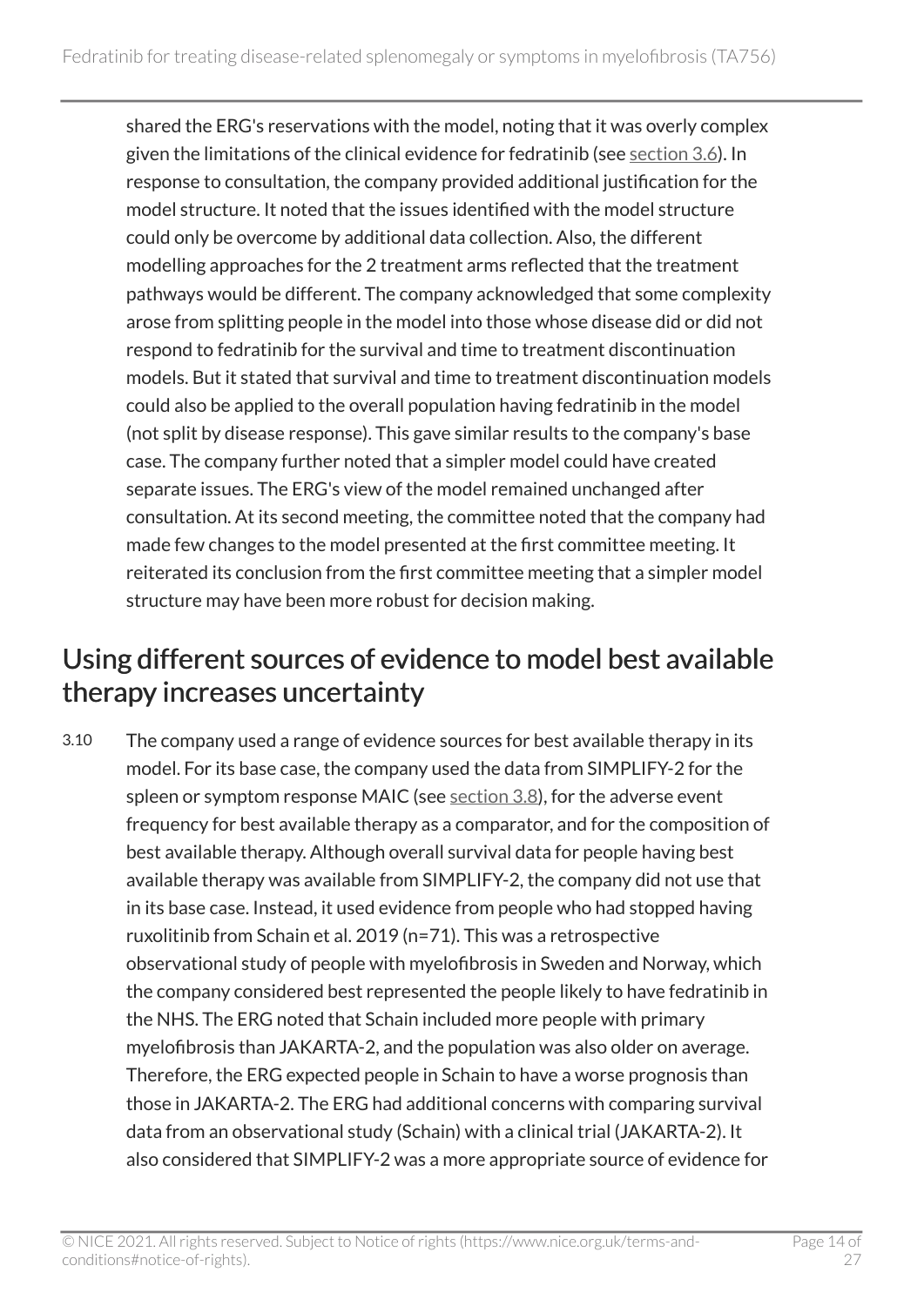shared the ERG's reservations with the model, noting that it was overly complex given the limitations of the clinical evidence for fedratinib (see section 3.6). In response to consultation, the company provided additional justification for the model structure. It noted that the issues identified with the model structure could only be overcome by additional data collection. Also, the different modelling approaches for the 2 treatment arms reflected that the treatment pathways would be different. The company acknowledged that some complexity arose from splitting people in the model into those whose disease did or did not respond to fedratinib for the survival and time to treatment discontinuation models. But it stated that survival and time to treatment discontinuation models could also be applied to the overall population having fedratinib in the model (not split by disease response). This gave similar results to the company's base case. The company further noted that a simpler model could have created separate issues. The ERG's view of the model remained unchanged after consultation. At its second meeting, the committee noted that the company had made few changes to the model presented at the first committee meeting. It reiterated its conclusion from the first committee meeting that a simpler model structure may have been more robust for decision making.

## Using different sources of evidence to model best available therapy increases uncertainty

3.10 The company used a range of evidence sources for best available therapy in its model. For its base case, the company used the data from SIMPLIFY-2 for the spleen or symptom response MAIC (see section 3.8), for the adverse event frequency for best available therapy as a comparator, and for the composition of best available therapy. Although overall survival data for people having best available therapy was available from SIMPLIFY-2, the company did not use that in its base case. Instead, it used evidence from people who had stopped having ruxolitinib from Schain et al. 2019 (n=71). This was a retrospective observational study of people with myelofibrosis in Sweden and Norway, which the company considered best represented the people likely to have fedratinib in the NHS. The ERG noted that Schain included more people with primary myelofibrosis than JAKARTA-2, and the population was also older on average. Therefore, the ERG expected people in Schain to have a worse prognosis than those in JAKARTA-2. The ERG had additional concerns with comparing survival data from an observational study (Schain) with a clinical trial (JAKARTA-2). It also considered that SIMPLIFY-2 was a more appropriate source of evidence for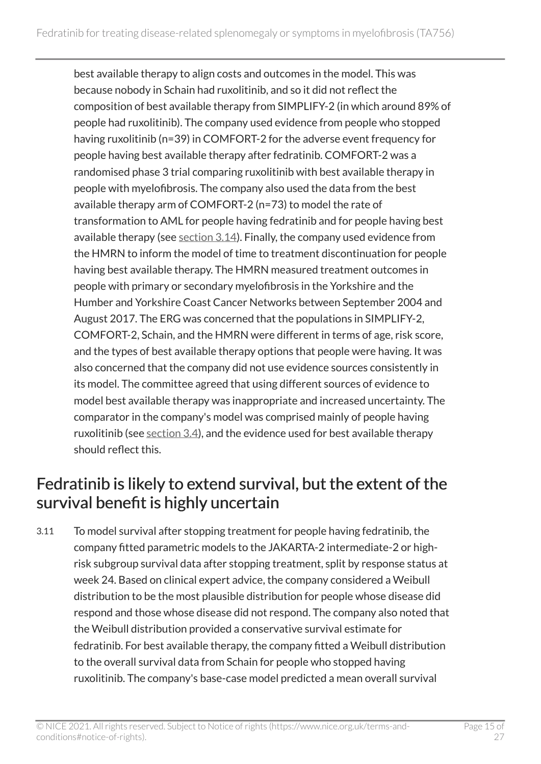best available therapy to align costs and outcomes in the model. This was because nobody in Schain had ruxolitinib, and so it did not reflect the composition of best available therapy from SIMPLIFY-2 (in which around 89% of people had ruxolitinib). The company used evidence from people who stopped having ruxolitinib (n=39) in COMFORT-2 for the adverse event frequency for people having best available therapy after fedratinib. COMFORT-2 was a randomised phase 3 trial comparing ruxolitinib with best available therapy in people with myelofibrosis. The company also used the data from the best available therapy arm of COMFORT-2 (n=73) to model the rate of transformation to AML for people having fedratinib and for people having best available therapy (see section 3.14). Finally, the company used evidence from the HMRN to inform the model of time to treatment discontinuation for people having best available therapy. The HMRN measured treatment outcomes in people with primary or secondary myelofibrosis in the Yorkshire and the Humber and Yorkshire Coast Cancer Networks between September 2004 and August 2017. The ERG was concerned that the populations in SIMPLIFY-2, COMFORT-2, Schain, and the HMRN were different in terms of age, risk score, and the types of best available therapy options that people were having. It was also concerned that the company did not use evidence sources consistently in its model. The committee agreed that using different sources of evidence to model best available therapy was inappropriate and increased uncertainty. The comparator in the company's model was comprised mainly of people having ruxolitinib (see section 3.4), and the evidence used for best available therapy should reflect this.

## Fedratinib is likely to extend survival, but the extent of the survival benefit is highly uncertain

3.11 To model survival after stopping treatment for people having fedratinib, the company fitted parametric models to the JAKARTA-2 intermediate-2 or high-risk subgroup survival data after stopping treatment, split by response status at week 24. Based on clinical expert advice, the company considered a Weibull distribution to be the most plausible distribution for people whose disease did respond and those whose disease did not respond. The company also noted that the Weibull distribution provided a conservative survival estimate for fedratinib. For best available therapy, the company fitted a Weibull distribution to the overall survival data from Schain for people who stopped having ruxolitinib. The company's base-case model predicted a mean overall survival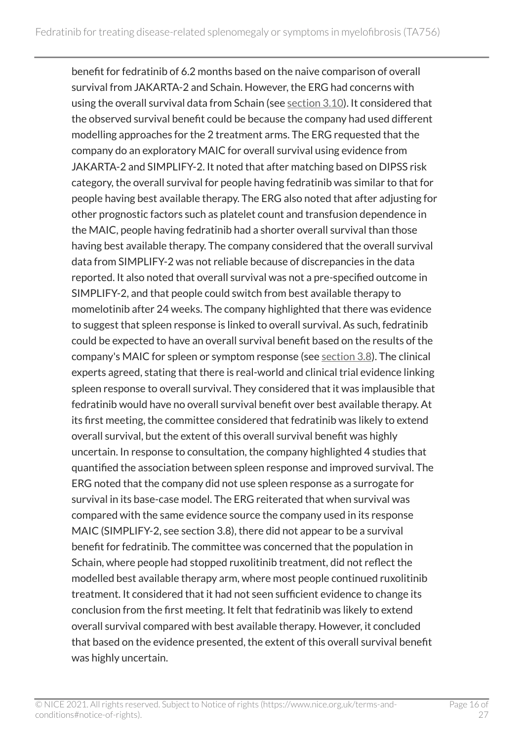benefit for fedratinib of 6.2 months based on the naive comparison of overall survival from JAKARTA-2 and Schain. However, the ERG had concerns with using the overall survival data from Schain (see section 3.10). It considered that the observed survival benefit could be because the company had used different modelling approaches for the 2 treatment arms. The ERG requested that the company do an exploratory MAIC for overall survival using evidence from JAKARTA-2 and SIMPLIFY-2. It noted that after matching based on DIPSS risk category, the overall survival for people having fedratinib was similar to that for people having best available therapy. The ERG also noted that after adjusting for other prognostic factors such as platelet count and transfusion dependence in the MAIC, people having fedratinib had a shorter overall survival than those having best available therapy. The company considered that the overall survival data from SIMPLIFY-2 was not reliable because of discrepancies in the data reported. It also noted that overall survival was not a pre-specified outcome in SIMPLIFY-2, and that people could switch from best available therapy to momelotinib after 24 weeks. The company highlighted that there was evidence to suggest that spleen response is linked to overall survival. As such, fedratinib could be expected to have an overall survival benefit based on the results of the company's MAIC for spleen or symptom response (see section 3.8). The clinical experts agreed, stating that there is real-world and clinical trial evidence linking spleen response to overall survival. They considered that it was implausible that fedratinib would have no overall survival benefit over best available therapy. At its first meeting, the committee considered that fedratinib was likely to extend overall survival, but the extent of this overall survival benefit was highly uncertain. In response to consultation, the company highlighted 4 studies that quantified the association between spleen response and improved survival. The ERG noted that the company did not use spleen response as a surrogate for survival in its base-case model. The ERG reiterated that when survival was compared with the same evidence source the company used in its response MAIC (SIMPLIFY-2, see section 3.8), there did not appear to be a survival benefit for fedratinib. The committee was concerned that the population in Schain, where people had stopped ruxolitinib treatment, did not reflect the modelled best available therapy arm, where most people continued ruxolitinib treatment. It considered that it had not seen sufficient evidence to change its conclusion from the first meeting. It felt that fedratinib was likely to extend overall survival compared with best available therapy. However, it concluded that based on the evidence presented, the extent of this overall survival benefit was highly uncertain.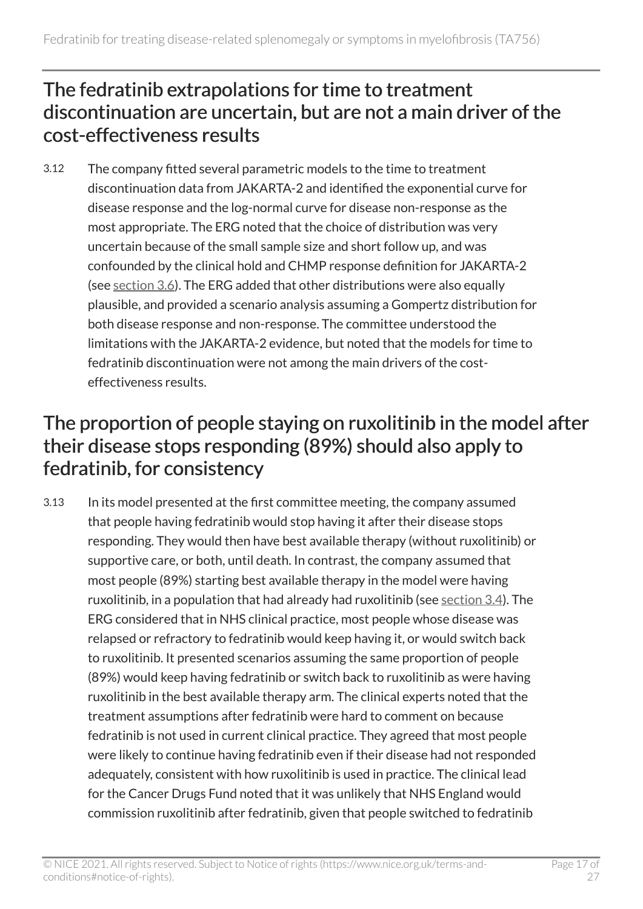## The fedratinib extrapolations for time to treatment discontinuation are uncertain, but are not a main driver of the cost-effectiveness results

3.12 The company fitted several parametric models to the time to treatment discontinuation data from JAKARTA-2 and identified the exponential curve for disease response and the log-normal curve for disease non-response as the most appropriate. The ERG noted that the choice of distribution was very uncertain because of the small sample size and short follow up, and was confounded by the clinical hold and CHMP response definition for JAKARTA-2 (see section 3.6). The ERG added that other distributions were also equally plausible, and provided a scenario analysis assuming a Gompertz distribution for both disease response and non-response. The committee understood the limitations with the JAKARTA-2 evidence, but noted that the models for time to fedratinib discontinuation were not among the main drivers of the cost-effectiveness results.

## The proportion of people staying on ruxolitinib in the model after their disease stops responding (89%) should also apply to fedratinib, for consistency

3.13 In its model presented at the first committee meeting, the company assumed that people having fedratinib would stop having it after their disease stops responding. They would then have best available therapy (without ruxolitinib) or supportive care, or both, until death. In contrast, the company assumed that most people (89%) starting best available therapy in the model were having ruxolitinib, in a population that had already had ruxolitinib (see section 3.4). The ERG considered that in NHS clinical practice, most people whose disease was relapsed or refractory to fedratinib would keep having it, or would switch back to ruxolitinib. It presented scenarios assuming the same proportion of people (89%) would keep having fedratinib or switch back to ruxolitinib as were having ruxolitinib in the best available therapy arm. The clinical experts noted that the treatment assumptions after fedratinib were hard to comment on because fedratinib is not used in current clinical practice. They agreed that most people were likely to continue having fedratinib even if their disease had not responded adequately, consistent with how ruxolitinib is used in practice. The clinical lead for the Cancer Drugs Fund noted that it was unlikely that NHS England would commission ruxolitinib after fedratinib, given that people switched to fedratinib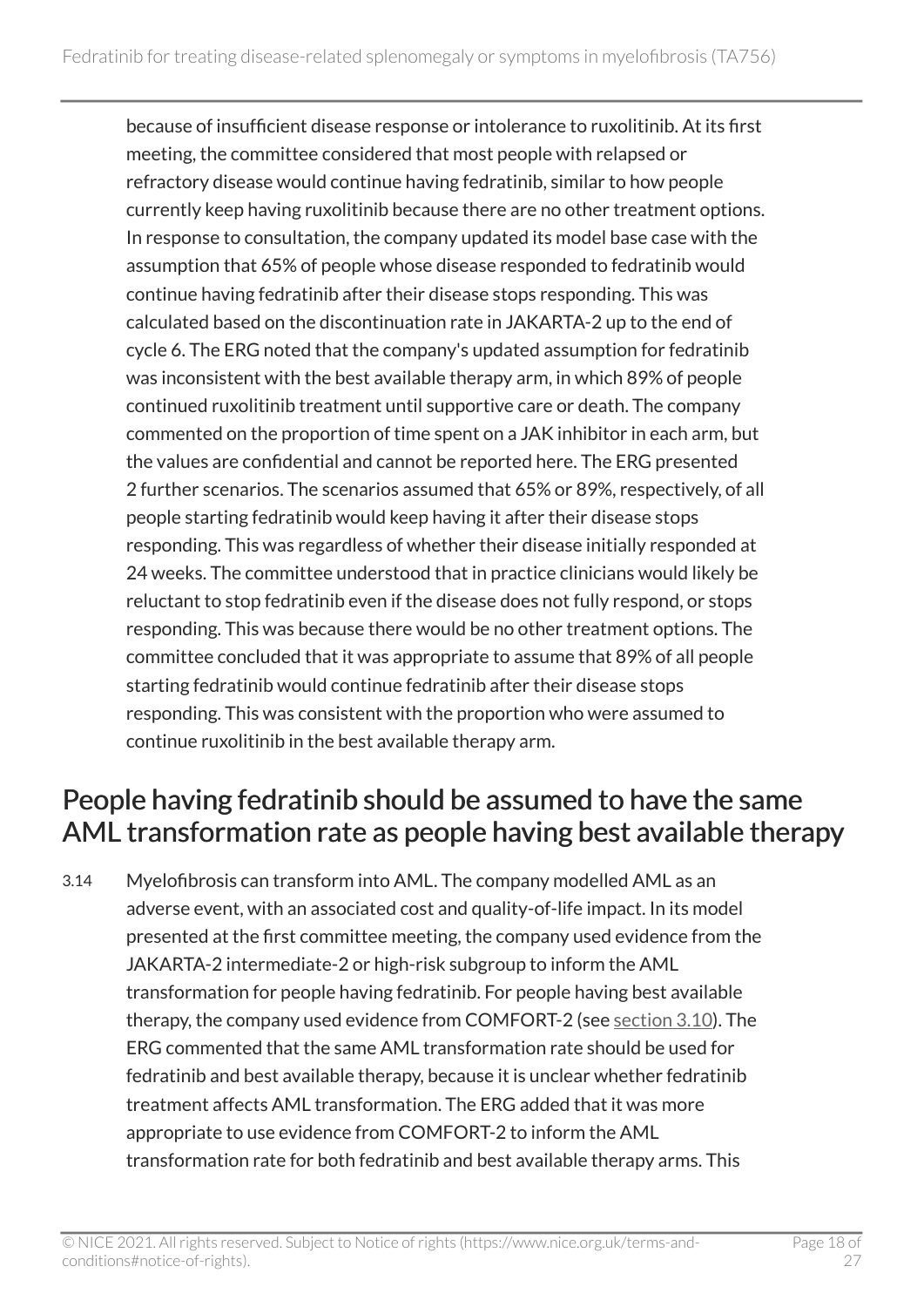because of insufficient disease response or intolerance to ruxolitinib. At its first meeting, the committee considered that most people with relapsed or refractory disease would continue having fedratinib, similar to how people currently keep having ruxolitinib because there are no other treatment options. In response to consultation, the company updated its model base case with the assumption that 65% of people whose disease responded to fedratinib would continue having fedratinib after their disease stops responding. This was calculated based on the discontinuation rate in JAKARTA-2 up to the end of cycle 6. The ERG noted that the company's updated assumption for fedratinib was inconsistent with the best available therapy arm, in which 89% of people continued ruxolitinib treatment until supportive care or death. The company commented on the proportion of time spent on a JAK inhibitor in each arm, but the values are confidential and cannot be reported here. The ERG presented 2 further scenarios. The scenarios assumed that 65% or 89%, respectively, of all people starting fedratinib would keep having it after their disease stops responding. This was regardless of whether their disease initially responded at 24 weeks. The committee understood that in practice clinicians would likely be reluctant to stop fedratinib even if the disease does not fully respond, or stops responding. This was because there would be no other treatment options. The committee concluded that it was appropriate to assume that 89% of all people starting fedratinib would continue fedratinib after their disease stops responding. This was consistent with the proportion who were assumed to continue ruxolitinib in the best available therapy arm.

## People having fedratinib should be assumed to have the same AML transformation rate as people having best available therapy

3.14 Myelofibrosis can transform into AML. The company modelled AML as an adverse event, with an associated cost and quality-of-life impact. In its model presented at the first committee meeting, the company used evidence from the JAKARTA-2 intermediate-2 or high-risk subgroup to inform the AML transformation for people having fedratinib. For people having best available therapy, the company used evidence from COMFORT-2 (see section 3.10). The ERG commented that the same AML transformation rate should be used for fedratinib and best available therapy, because it is unclear whether fedratinib treatment affects AML transformation. The ERG added that it was more appropriate to use evidence from COMFORT-2 to inform the AML transformation rate for both fedratinib and best available therapy arms. This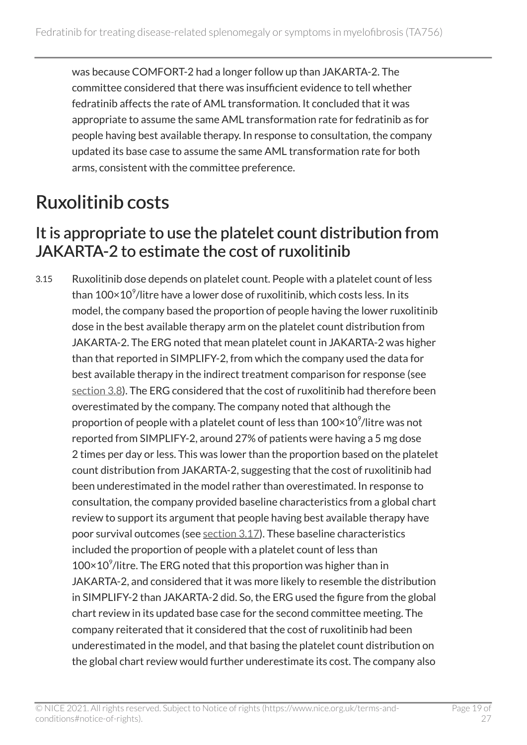was because COMFORT-2 had a longer follow up than JAKARTA-2. The committee considered that there was insufficient evidence to tell whether fedratinib affects the rate of AML transformation. It concluded that it was appropriate to assume the same AML transformation rate for fedratinib as for people having best available therapy. In response to consultation, the company updated its base case to assume the same AML transformation rate for both arms, consistent with the committee preference.

## Ruxolitinib costs

### It is appropriate to use the platelet count distribution from JAKARTA-2 to estimate the cost of ruxolitinib

3.15 Ruxolitinib dose depends on platelet count. People with a platelet count of less than $100 \times 10^9$/litre have a lower dose of ruxolitinib, which costs less. In its model, the company based the proportion of people having the lower ruxolitinib dose in the best available therapy arm on the platelet count distribution from JAKARTA-2. The ERG noted that mean platelet count in JAKARTA-2 was higher than that reported in SIMPLIFY-2, from which the company used the data for best available therapy in the indirect treatment comparison for response (see section 3.8). The ERG considered that the cost of ruxolitinib had therefore been overestimated by the company. The company noted that although the proportion of people with a platelet count of less than $100 \times 10^9$/litre was not reported from SIMPLIFY-2, around 27% of patients were having a 5 mg dose 2 times per day or less. This was lower than the proportion based on the platelet count distribution from JAKARTA-2, suggesting that the cost of ruxolitinib had been underestimated in the model rather than overestimated. In response to consultation, the company provided baseline characteristics from a global chart review to support its argument that people having best available therapy have poor survival outcomes (see section 3.17). These baseline characteristics included the proportion of people with a platelet count of less than $100 \times 10^9$/litre. The ERG noted that this proportion was higher than in JAKARTA-2, and considered that it was more likely to resemble the distribution in SIMPLIFY-2 than JAKARTA-2 did. So, the ERG used the figure from the global chart review in its updated base case for the second committee meeting. The company reiterated that it considered that the cost of ruxolitinib had been underestimated in the model, and that basing the platelet count distribution on the global chart review would further underestimate its cost. The company also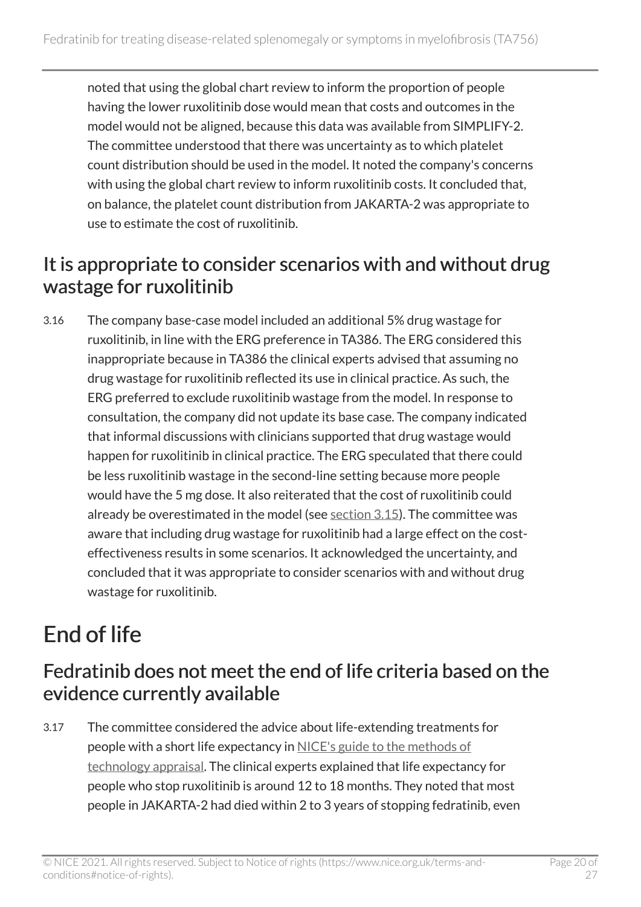noted that using the global chart review to inform the proportion of people having the lower ruxolitinib dose would mean that costs and outcomes in the model would not be aligned, because this data was available from SIMPLIFY-2. The committee understood that there was uncertainty as to which platelet count distribution should be used in the model. It noted the company's concerns with using the global chart review to inform ruxolitinib costs. It concluded that, on balance, the platelet count distribution from JAKARTA-2 was appropriate to use to estimate the cost of ruxolitinib.

### It is appropriate to consider scenarios with and without drug wastage for ruxolitinib

3.16 The company base-case model included an additional 5% drug wastage for ruxolitinib, in line with the ERG preference in TA386. The ERG considered this inappropriate because in TA386 the clinical experts advised that assuming no drug wastage for ruxolitinib reflected its use in clinical practice. As such, the ERG preferred to exclude ruxolitinib wastage from the model. In response to consultation, the company did not update its base case. The company indicated that informal discussions with clinicians supported that drug wastage would happen for ruxolitinib in clinical practice. The ERG speculated that there could be less ruxolitinib wastage in the second-line setting because more people would have the 5 mg dose. It also reiterated that the cost of ruxolitinib could already be overestimated in the model (see section 3.15). The committee was aware that including drug wastage for ruxolitinib had a large effect on the cost-effectiveness results in some scenarios. It acknowledged the uncertainty, and concluded that it was appropriate to consider scenarios with and without drug wastage for ruxolitinib.

## End of life

### Fedratinib does not meet the end of life criteria based on the evidence currently available

3.17 The committee considered the advice about life-extending treatments for people with a short life expectancy in NICE's guide to the methods of technology appraisal. The clinical experts explained that life expectancy for people who stop ruxolitinib is around 12 to 18 months. They noted that most people in JAKARTA-2 had died within 2 to 3 years of stopping fedratinib, even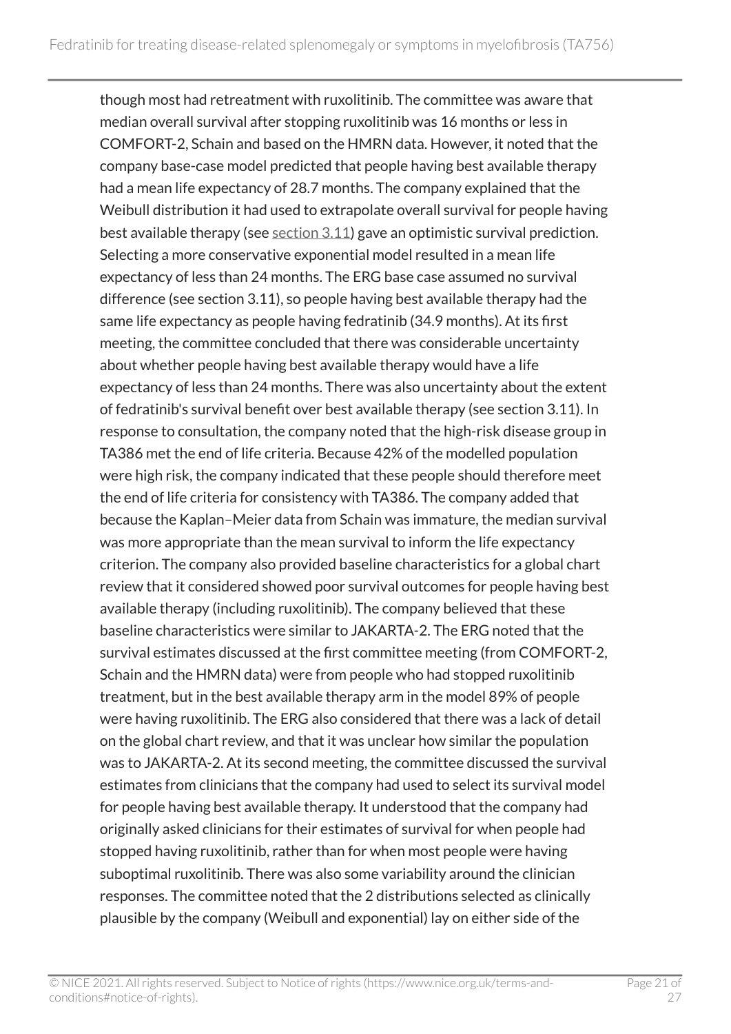though most had retreatment with ruxolitinib. The committee was aware that median overall survival after stopping ruxolitinib was 16 months or less in COMFORT-2, Schain and based on the HMRN data. However, it noted that the company base-case model predicted that people having best available therapy had a mean life expectancy of 28.7 months. The company explained that the Weibull distribution it had used to extrapolate overall survival for people having best available therapy (see section 3.11) gave an optimistic survival prediction. Selecting a more conservative exponential model resulted in a mean life expectancy of less than 24 months. The ERG base case assumed no survival difference (see section 3.11), so people having best available therapy had the same life expectancy as people having fedratinib (34.9 months). At its first meeting, the committee concluded that there was considerable uncertainty about whether people having best available therapy would have a life expectancy of less than 24 months. There was also uncertainty about the extent of fedratinib's survival benefit over best available therapy (see section 3.11). In response to consultation, the company noted that the high-risk disease group in TA386 met the end of life criteria. Because 42% of the modelled population were high risk, the company indicated that these people should therefore meet the end of life criteria for consistency with TA386. The company added that because the Kaplan–Meier data from Schain was immature, the median survival was more appropriate than the mean survival to inform the life expectancy criterion. The company also provided baseline characteristics for a global chart review that it considered showed poor survival outcomes for people having best available therapy (including ruxolitinib). The company believed that these baseline characteristics were similar to JAKARTA-2. The ERG noted that the survival estimates discussed at the first committee meeting (from COMFORT-2, Schain and the HMRN data) were from people who had stopped ruxolitinib treatment, but in the best available therapy arm in the model 89% of people were having ruxolitinib. The ERG also considered that there was a lack of detail on the global chart review, and that it was unclear how similar the population was to JAKARTA-2. At its second meeting, the committee discussed the survival estimates from clinicians that the company had used to select its survival model for people having best available therapy. It understood that the company had originally asked clinicians for their estimates of survival for when people had stopped having ruxolitinib, rather than for when most people were having suboptimal ruxolitinib. There was also some variability around the clinician responses. The committee noted that the 2 distributions selected as clinically plausible by the company (Weibull and exponential) lay on either side of the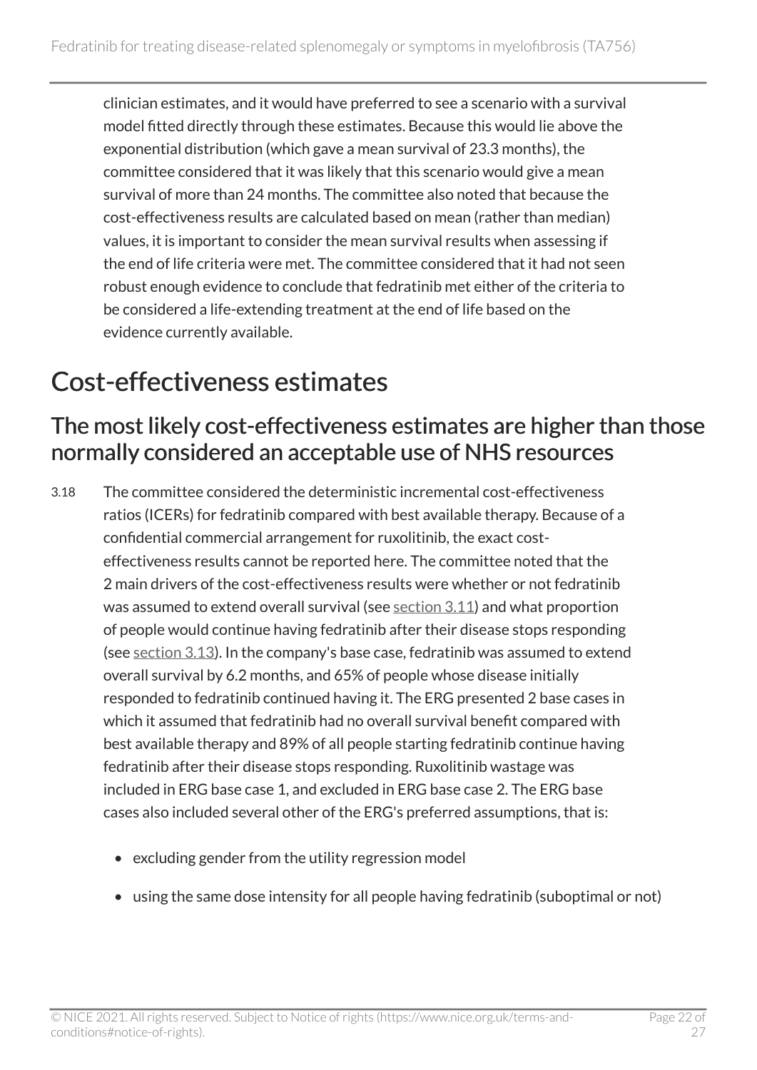clinician estimates, and it would have preferred to see a scenario with a survival model fitted directly through these estimates. Because this would lie above the exponential distribution (which gave a mean survival of 23.3 months), the committee considered that it was likely that this scenario would give a mean survival of more than 24 months. The committee also noted that because the cost-effectiveness results are calculated based on mean (rather than median) values, it is important to consider the mean survival results when assessing if the end of life criteria were met. The committee considered that it had not seen robust enough evidence to conclude that fedratinib met either of the criteria to be considered a life-extending treatment at the end of life based on the evidence currently available.

# Cost-effectiveness estimates

## The most likely cost-effectiveness estimates are higher than those normally considered an acceptable use of NHS resources

3.18 The committee considered the deterministic incremental cost-effectiveness ratios (ICERs) for fedratinib compared with best available therapy. Because of a confidential commercial arrangement for ruxolitinib, the exact cost-effectiveness results cannot be reported here. The committee noted that the 2 main drivers of the cost-effectiveness results were whether or not fedratinib was assumed to extend overall survival (see section 3.11) and what proportion of people would continue having fedratinib after their disease stops responding (see section 3.13). In the company's base case, fedratinib was assumed to extend overall survival by 6.2 months, and 65% of people whose disease initially responded to fedratinib continued having it. The ERG presented 2 base cases in which it assumed that fedratinib had no overall survival benefit compared with best available therapy and 89% of all people starting fedratinib continue having fedratinib after their disease stops responding. Ruxolitinib wastage was included in ERG base case 1, and excluded in ERG base case 2. The ERG base cases also included several other of the ERG's preferred assumptions, that is:

- excluding gender from the utility regression model
- using the same dose intensity for all people having fedratinib (suboptimal or not)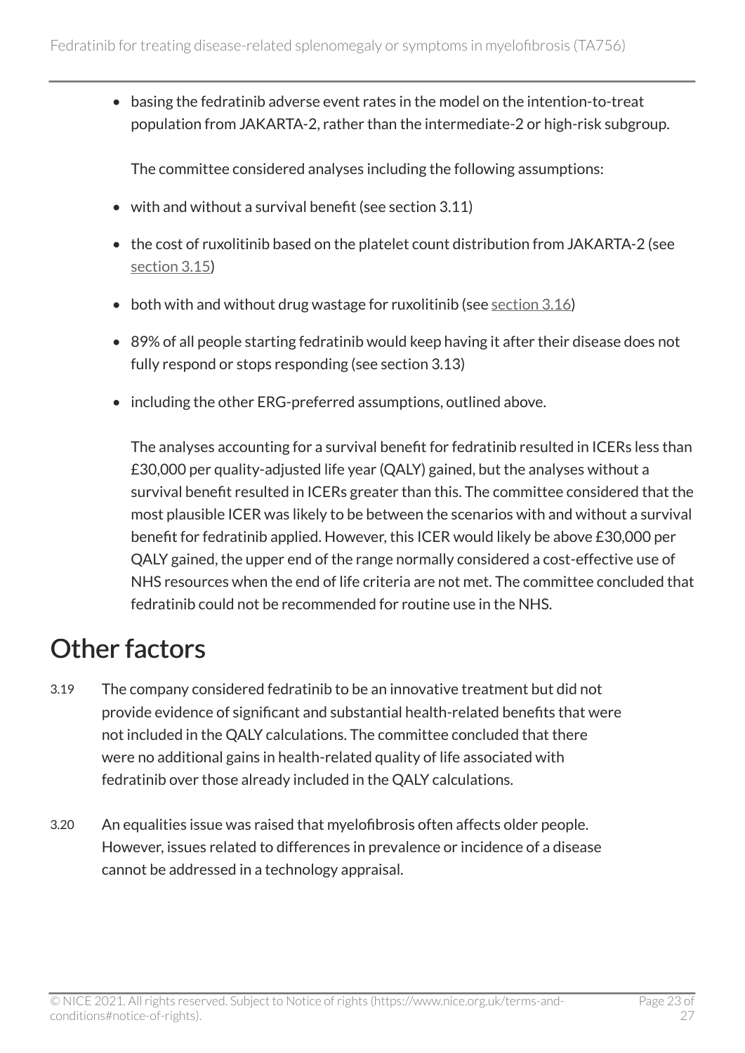- basing the fedratinib adverse event rates in the model on the intention-to-treat population from JAKARTA-2, rather than the intermediate-2 or high-risk subgroup.

  The committee considered analyses including the following assumptions:

- with and without a survival benefit (see section 3.11)
- the cost of ruxolitinib based on the platelet count distribution from JAKARTA-2 (see section 3.15)
- both with and without drug wastage for ruxolitinib (see section 3.16)
- 89% of all people starting fedratinib would keep having it after their disease does not fully respond or stops responding (see section 3.13)
- including the other ERG-preferred assumptions, outlined above.

  The analyses accounting for a survival benefit for fedratinib resulted in ICERs less than £30,000 per quality-adjusted life year (QALY) gained, but the analyses without a survival benefit resulted in ICERs greater than this. The committee considered that the most plausible ICER was likely to be between the scenarios with and without a survival benefit for fedratinib applied. However, this ICER would likely be above £30,000 per QALY gained, the upper end of the range normally considered a cost-effective use of NHS resources when the end of life criteria are not met. The committee concluded that fedratinib could not be recommended for routine use in the NHS.

## Other factors

3.19 The company considered fedratinib to be an innovative treatment but did not provide evidence of significant and substantial health-related benefits that were not included in the QALY calculations. The committee concluded that there were no additional gains in health-related quality of life associated with fedratinib over those already included in the QALY calculations.

3.20 An equalities issue was raised that myelofibrosis often affects older people. However, issues related to differences in prevalence or incidence of a disease cannot be addressed in a technology appraisal.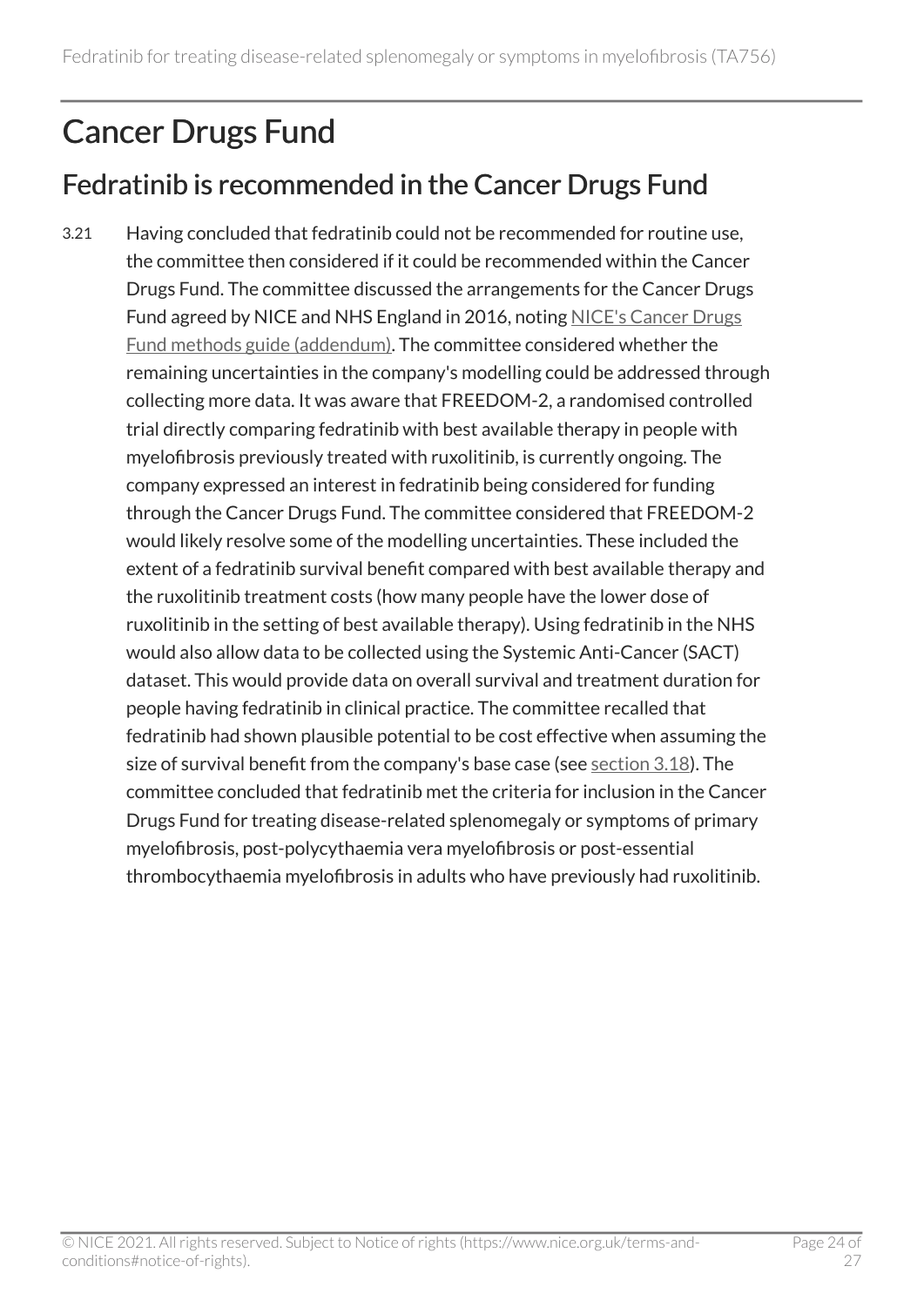# Cancer Drugs Fund

## Fedratinib is recommended in the Cancer Drugs Fund

3.21 Having concluded that fedratinib could not be recommended for routine use, the committee then considered if it could be recommended within the Cancer Drugs Fund. The committee discussed the arrangements for the Cancer Drugs Fund agreed by NICE and NHS England in 2016, noting NICE's Cancer Drugs Fund methods guide (addendum). The committee considered whether the remaining uncertainties in the company's modelling could be addressed through collecting more data. It was aware that FREEDOM-2, a randomised controlled trial directly comparing fedratinib with best available therapy in people with myelofibrosis previously treated with ruxolitinib, is currently ongoing. The company expressed an interest in fedratinib being considered for funding through the Cancer Drugs Fund. The committee considered that FREEDOM-2 would likely resolve some of the modelling uncertainties. These included the extent of a fedratinib survival benefit compared with best available therapy and the ruxolitinib treatment costs (how many people have the lower dose of ruxolitinib in the setting of best available therapy). Using fedratinib in the NHS would also allow data to be collected using the Systemic Anti-Cancer (SACT) dataset. This would provide data on overall survival and treatment duration for people having fedratinib in clinical practice. The committee recalled that fedratinib had shown plausible potential to be cost effective when assuming the size of survival benefit from the company's base case (see section 3.18). The committee concluded that fedratinib met the criteria for inclusion in the Cancer Drugs Fund for treating disease-related splenomegaly or symptoms of primary myelofibrosis, post-polycythaemia vera myelofibrosis or post-essential thrombocythaemia myelofibrosis in adults who have previously had ruxolitinib.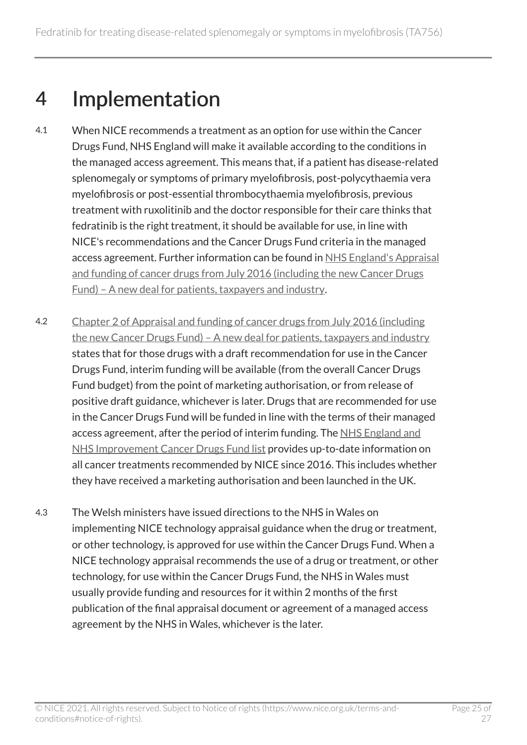# 4 Implementation

4.1 When NICE recommends a treatment as an option for use within the Cancer Drugs Fund, NHS England will make it available according to the conditions in the managed access agreement. This means that, if a patient has disease-related splenomegaly or symptoms of primary myelofibrosis, post-polycythaemia vera myelofibrosis or post-essential thrombocythaemia myelofibrosis, previous treatment with ruxolitinib and the doctor responsible for their care thinks that fedratinib is the right treatment, it should be available for use, in line with NICE's recommendations and the Cancer Drugs Fund criteria in the managed access agreement. Further information can be found in NHS England's Appraisal and funding of cancer drugs from July 2016 (including the new Cancer Drugs Fund) – A new deal for patients, taxpayers and industry.

4.2 Chapter 2 of Appraisal and funding of cancer drugs from July 2016 (including the new Cancer Drugs Fund) – A new deal for patients, taxpayers and industry states that for those drugs with a draft recommendation for use in the Cancer Drugs Fund, interim funding will be available (from the overall Cancer Drugs Fund budget) from the point of marketing authorisation, or from release of positive draft guidance, whichever is later. Drugs that are recommended for use in the Cancer Drugs Fund will be funded in line with the terms of their managed access agreement, after the period of interim funding. The NHS England and NHS Improvement Cancer Drugs Fund list provides up-to-date information on all cancer treatments recommended by NICE since 2016. This includes whether they have received a marketing authorisation and been launched in the UK.

4.3 The Welsh ministers have issued directions to the NHS in Wales on implementing NICE technology appraisal guidance when the drug or treatment, or other technology, is approved for use within the Cancer Drugs Fund. When a NICE technology appraisal recommends the use of a drug or treatment, or other technology, for use within the Cancer Drugs Fund, the NHS in Wales must usually provide funding and resources for it within 2 months of the first publication of the final appraisal document or agreement of a managed access agreement by the NHS in Wales, whichever is the later.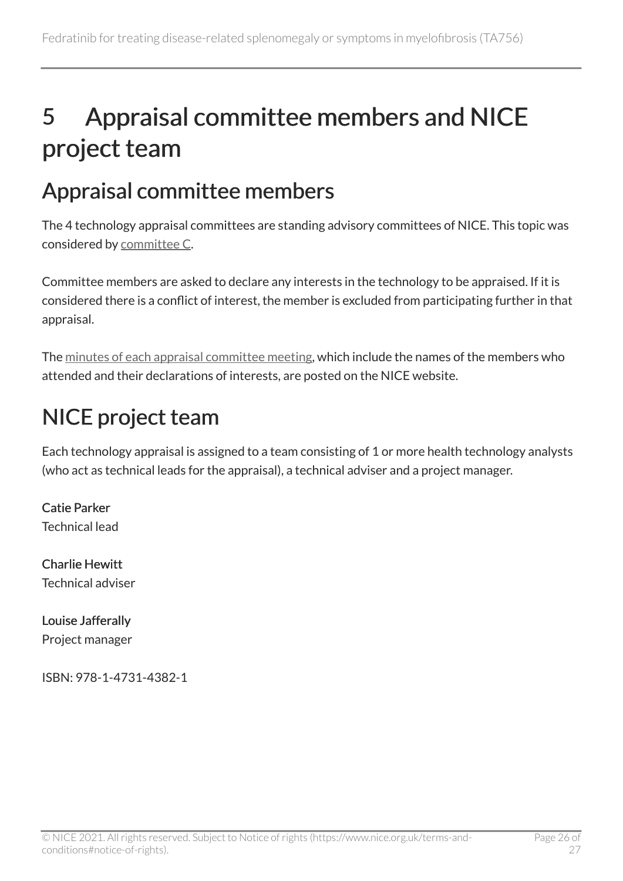# 5 Appraisal committee members and NICE project team

## Appraisal committee members

The 4 technology appraisal committees are standing advisory committees of NICE. This topic was considered by committee C.

Committee members are asked to declare any interests in the technology to be appraised. If it is considered there is a conflict of interest, the member is excluded from participating further in that appraisal.

The minutes of each appraisal committee meeting, which include the names of the members who attended and their declarations of interests, are posted on the NICE website.

## NICE project team

Each technology appraisal is assigned to a team consisting of 1 or more health technology analysts (who act as technical leads for the appraisal), a technical adviser and a project manager.

**Catie Parker**
Technical lead

**Charlie Hewitt**
Technical adviser

**Louise Jafferally**
Project manager

ISBN: 978-1-4731-4382-1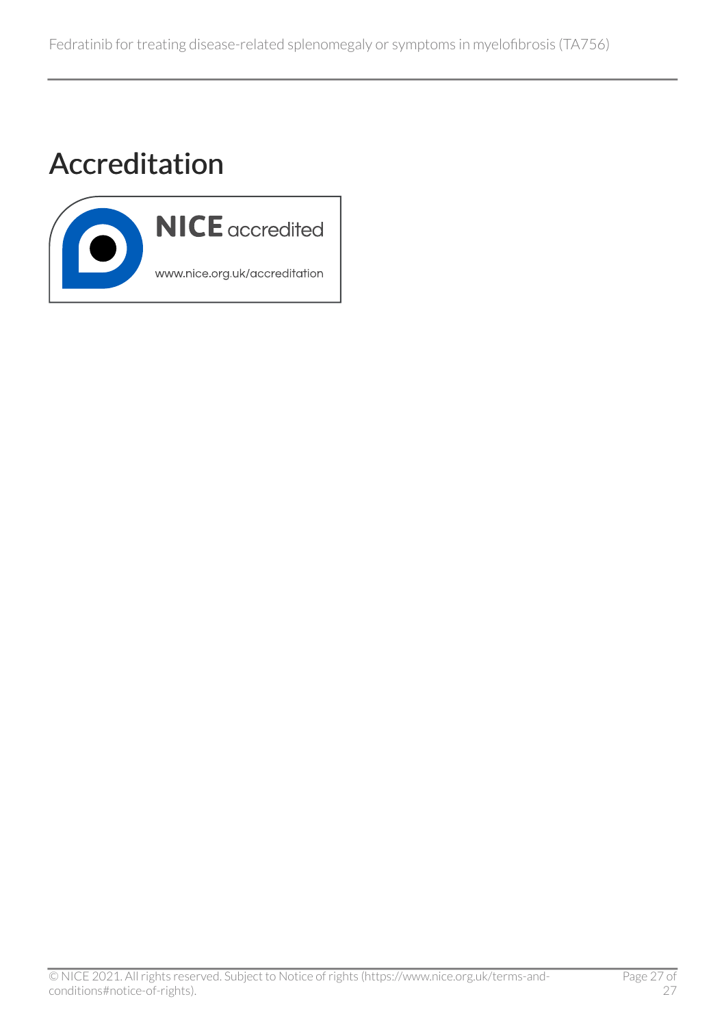# Accreditation

NICE accredited

www.nice.org.uk/accreditation